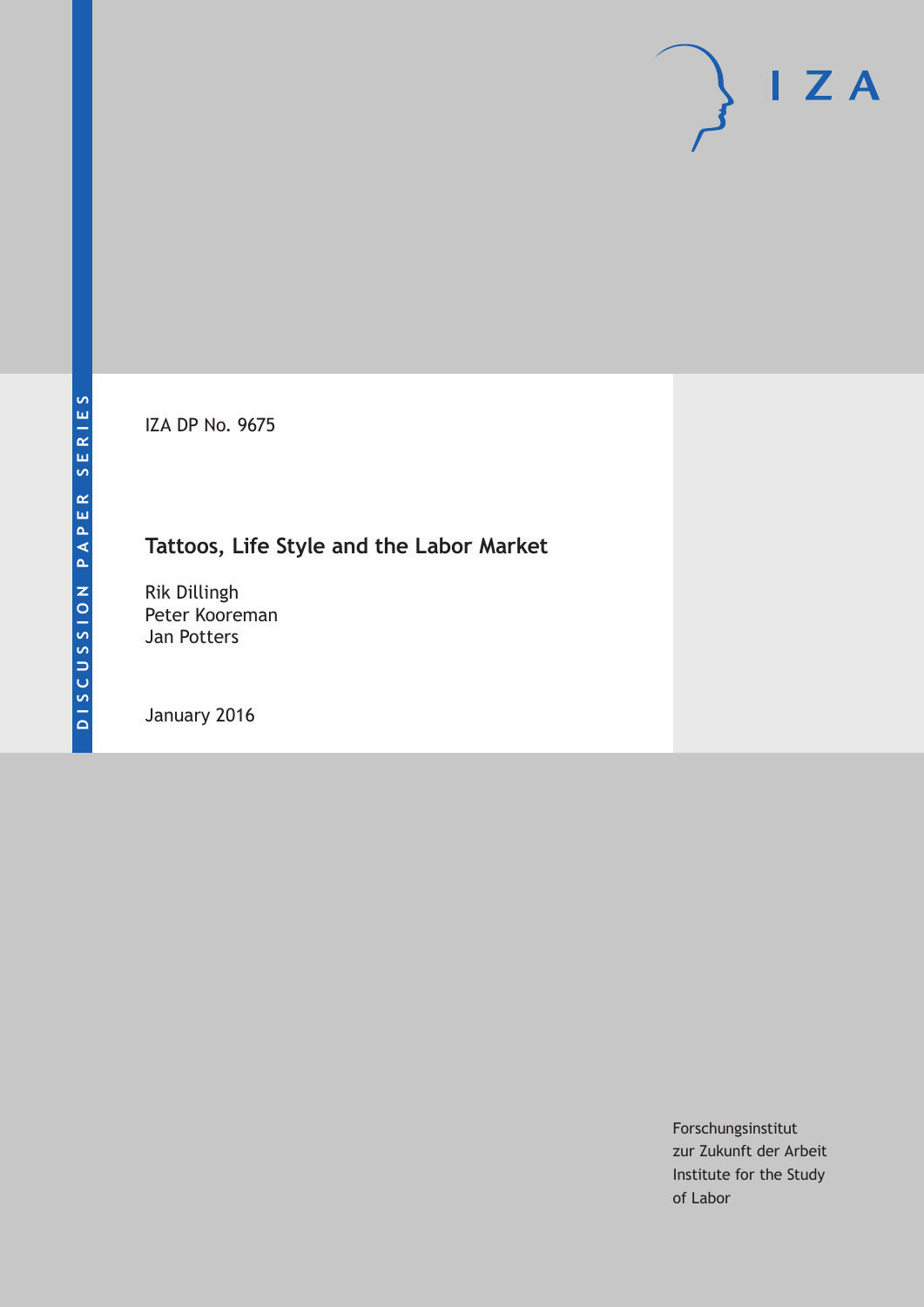DISCUSSION PAPER SERIES

IZA DP No. 9675

# Tattoos, Life Style and the Labor Market

Rik Dillingh
Peter Kooreman
Jan Potters

January 2016

Forschungsinstitut
zur Zukunft der Arbeit
Institute for the Study
of Labor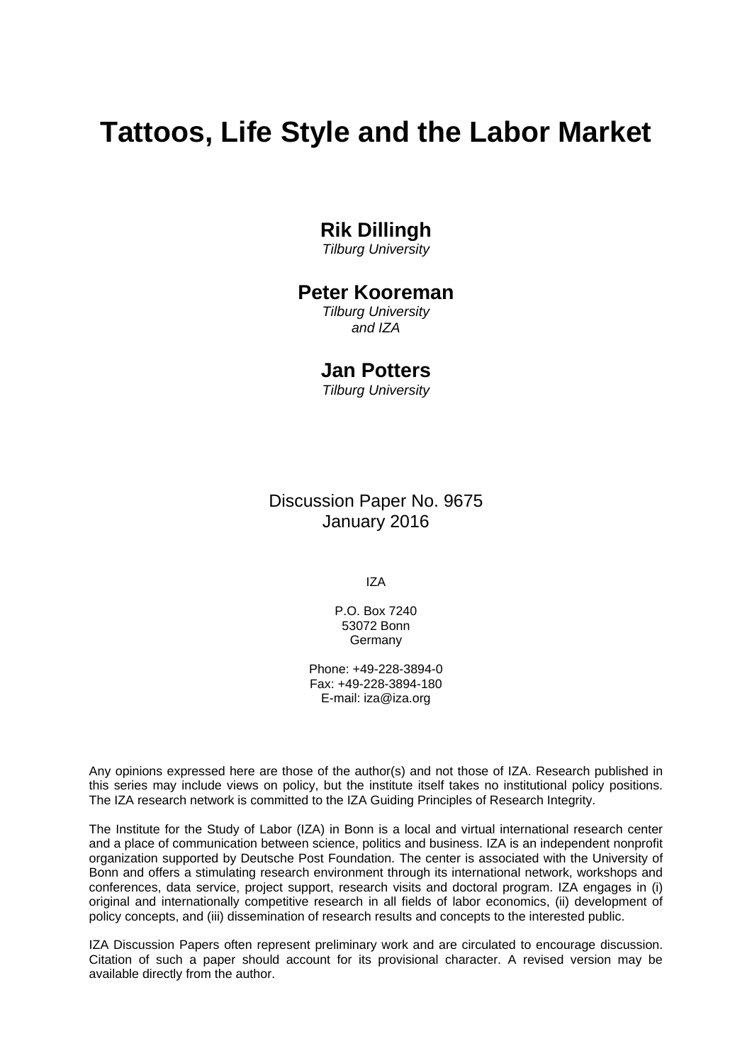# Tattoos, Life Style and the Labor Market

**Rik Dillingh**
*Tilburg University*

**Peter Kooreman**
*Tilburg University and IZA*

**Jan Potters**
*Tilburg University*

Discussion Paper No. 9675
January 2016

IZA

P.O. Box 7240
53072 Bonn
Germany

Phone: +49-228-3894-0
Fax: +49-228-3894-180
E-mail: iza@iza.org

Any opinions expressed here are those of the author(s) and not those of IZA. Research published in this series may include views on policy, but the institute itself takes no institutional policy positions. The IZA research network is committed to the IZA Guiding Principles of Research Integrity.

The Institute for the Study of Labor (IZA) in Bonn is a local and virtual international research center and a place of communication between science, politics and business. IZA is an independent nonprofit organization supported by Deutsche Post Foundation. The center is associated with the University of Bonn and offers a stimulating research environment through its international network, workshops and conferences, data service, project support, research visits and doctoral program. IZA engages in (i) original and internationally competitive research in all fields of labor economics, (ii) development of policy concepts, and (iii) dissemination of research results and concepts to the interested public.

IZA Discussion Papers often represent preliminary work and are circulated to encourage discussion. Citation of such a paper should account for its provisional character. A revised version may be available directly from the author.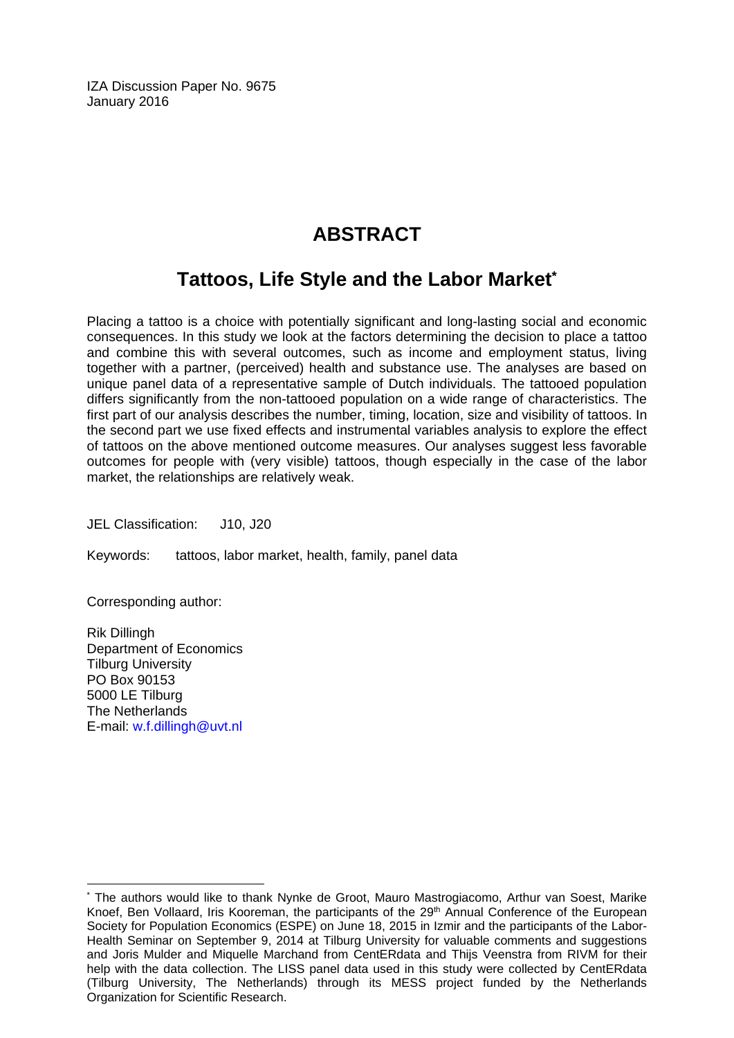IZA Discussion Paper No. 9675
January 2016

# ABSTRACT

## Tattoos, Life Style and the Labor Market*

Placing a tattoo is a choice with potentially significant and long-lasting social and economic consequences. In this study we look at the factors determining the decision to place a tattoo and combine this with several outcomes, such as income and employment status, living together with a partner, (perceived) health and substance use. The analyses are based on unique panel data of a representative sample of Dutch individuals. The tattooed population differs significantly from the non-tattooed population on a wide range of characteristics. The first part of our analysis describes the number, timing, location, size and visibility of tattoos. In the second part we use fixed effects and instrumental variables analysis to explore the effect of tattoos on the above mentioned outcome measures. Our analyses suggest less favorable outcomes for people with (very visible) tattoos, though especially in the case of the labor market, the relationships are relatively weak.

JEL Classification: J10, J20

Keywords: tattoos, labor market, health, family, panel data

Corresponding author:

Rik Dillingh
Department of Economics
Tilburg University
PO Box 90153
5000 LE Tilburg
The Netherlands
E-mail: w.f.dillingh@uvt.nl

---

* The authors would like to thank Nynke de Groot, Mauro Mastrogiacomo, Arthur van Soest, Marike Knoef, Ben Vollaard, Iris Kooreman, the participants of the 29th Annual Conference of the European Society for Population Economics (ESPE) on June 18, 2015 in Izmir and the participants of the Labor-Health Seminar on September 9, 2014 at Tilburg University for valuable comments and suggestions and Joris Mulder and Miquelle Marchand from CentERdata and Thijs Veenstra from RIVM for their help with the data collection. The LISS panel data used in this study were collected by CentERdata (Tilburg University, The Netherlands) through its MESS project funded by the Netherlands Organization for Scientific Research.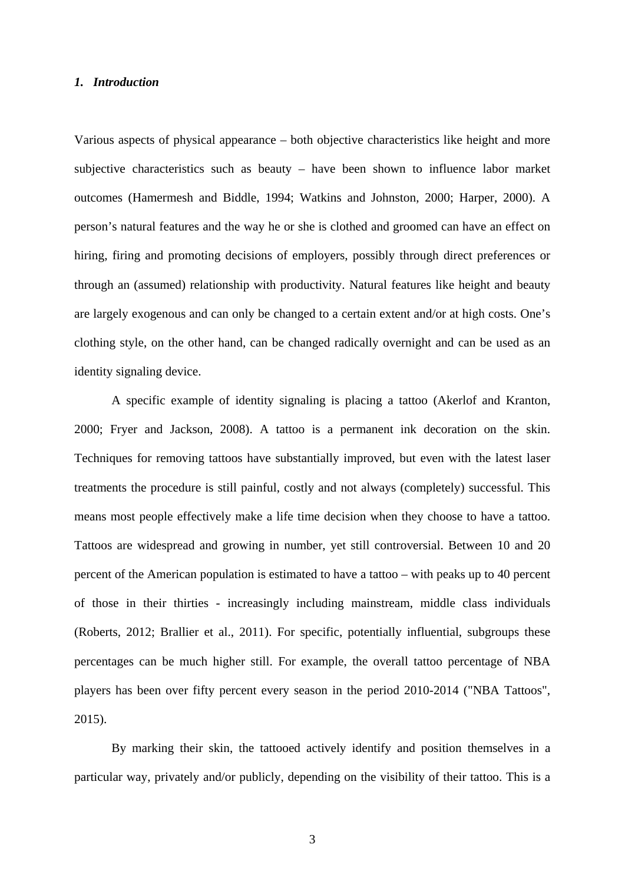## *1. Introduction*

Various aspects of physical appearance – both objective characteristics like height and more subjective characteristics such as beauty – have been shown to influence labor market outcomes (Hamermesh and Biddle, 1994; Watkins and Johnston, 2000; Harper, 2000). A person's natural features and the way he or she is clothed and groomed can have an effect on hiring, firing and promoting decisions of employers, possibly through direct preferences or through an (assumed) relationship with productivity. Natural features like height and beauty are largely exogenous and can only be changed to a certain extent and/or at high costs. One's clothing style, on the other hand, can be changed radically overnight and can be used as an identity signaling device.

A specific example of identity signaling is placing a tattoo (Akerlof and Kranton, 2000; Fryer and Jackson, 2008). A tattoo is a permanent ink decoration on the skin. Techniques for removing tattoos have substantially improved, but even with the latest laser treatments the procedure is still painful, costly and not always (completely) successful. This means most people effectively make a life time decision when they choose to have a tattoo. Tattoos are widespread and growing in number, yet still controversial. Between 10 and 20 percent of the American population is estimated to have a tattoo – with peaks up to 40 percent of those in their thirties - increasingly including mainstream, middle class individuals (Roberts, 2012; Brallier et al., 2011). For specific, potentially influential, subgroups these percentages can be much higher still. For example, the overall tattoo percentage of NBA players has been over fifty percent every season in the period 2010-2014 ("NBA Tattoos", 2015).

By marking their skin, the tattooed actively identify and position themselves in a particular way, privately and/or publicly, depending on the visibility of their tattoo. This is a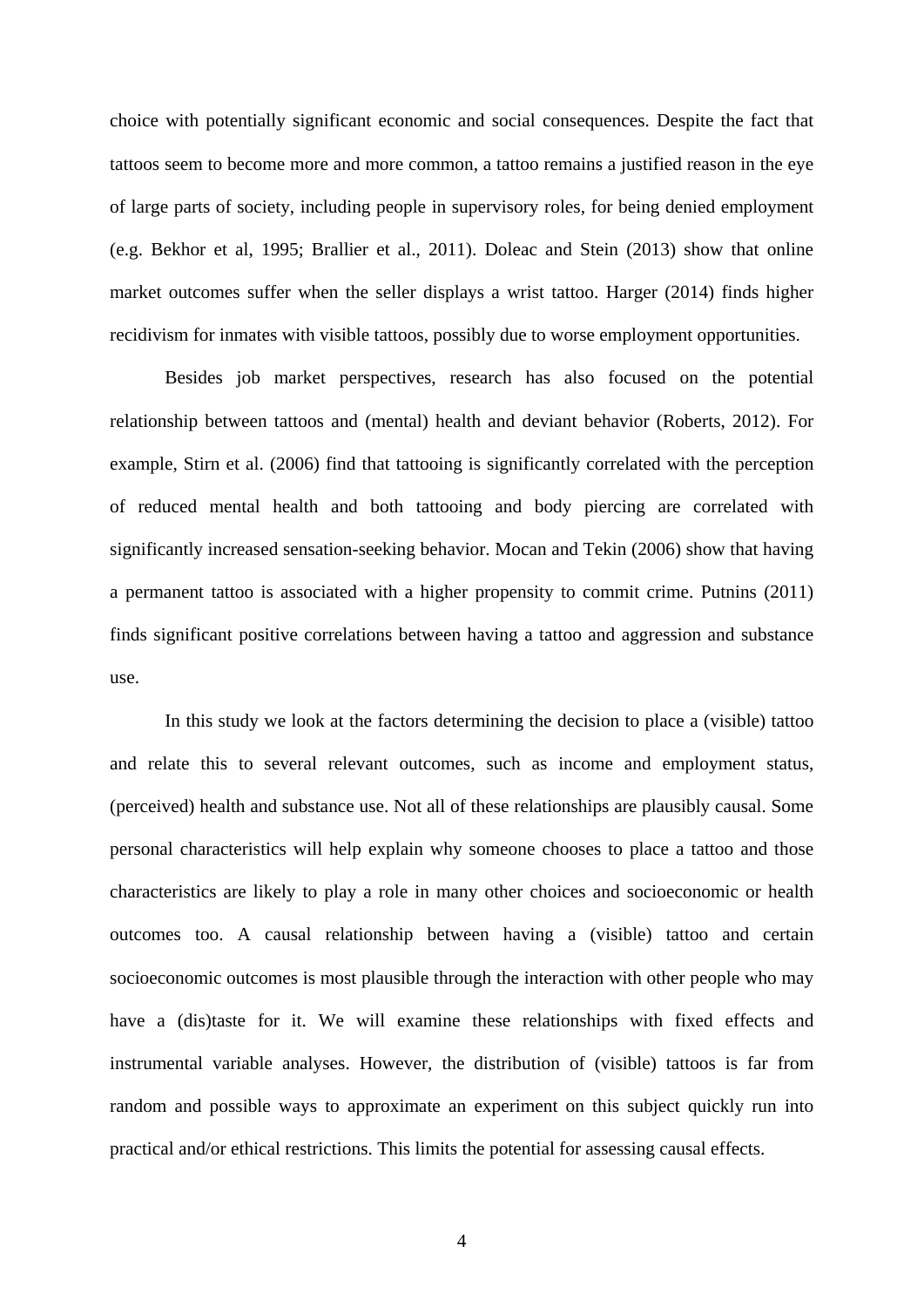choice with potentially significant economic and social consequences. Despite the fact that tattoos seem to become more and more common, a tattoo remains a justified reason in the eye of large parts of society, including people in supervisory roles, for being denied employment (e.g. Bekhor et al, 1995; Brallier et al., 2011). Doleac and Stein (2013) show that online market outcomes suffer when the seller displays a wrist tattoo. Harger (2014) finds higher recidivism for inmates with visible tattoos, possibly due to worse employment opportunities.

Besides job market perspectives, research has also focused on the potential relationship between tattoos and (mental) health and deviant behavior (Roberts, 2012). For example, Stirn et al. (2006) find that tattooing is significantly correlated with the perception of reduced mental health and both tattooing and body piercing are correlated with significantly increased sensation-seeking behavior. Mocan and Tekin (2006) show that having a permanent tattoo is associated with a higher propensity to commit crime. Putnins (2011) finds significant positive correlations between having a tattoo and aggression and substance use.

In this study we look at the factors determining the decision to place a (visible) tattoo and relate this to several relevant outcomes, such as income and employment status, (perceived) health and substance use. Not all of these relationships are plausibly causal. Some personal characteristics will help explain why someone chooses to place a tattoo and those characteristics are likely to play a role in many other choices and socioeconomic or health outcomes too. A causal relationship between having a (visible) tattoo and certain socioeconomic outcomes is most plausible through the interaction with other people who may have a (dis)taste for it. We will examine these relationships with fixed effects and instrumental variable analyses. However, the distribution of (visible) tattoos is far from random and possible ways to approximate an experiment on this subject quickly run into practical and/or ethical restrictions. This limits the potential for assessing causal effects.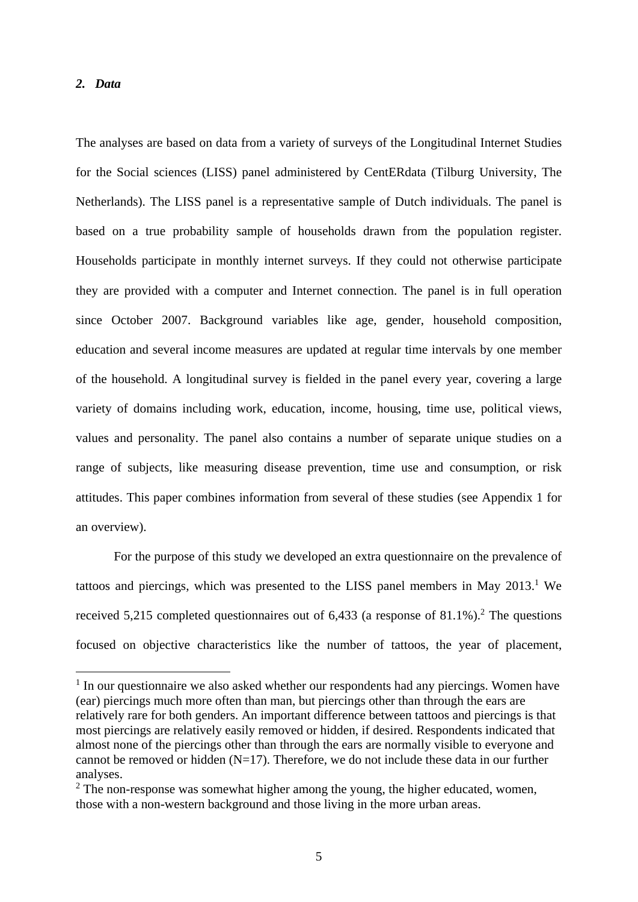## *2. Data*

The analyses are based on data from a variety of surveys of the Longitudinal Internet Studies for the Social sciences (LISS) panel administered by CentERdata (Tilburg University, The Netherlands). The LISS panel is a representative sample of Dutch individuals. The panel is based on a true probability sample of households drawn from the population register. Households participate in monthly internet surveys. If they could not otherwise participate they are provided with a computer and Internet connection. The panel is in full operation since October 2007. Background variables like age, gender, household composition, education and several income measures are updated at regular time intervals by one member of the household. A longitudinal survey is fielded in the panel every year, covering a large variety of domains including work, education, income, housing, time use, political views, values and personality. The panel also contains a number of separate unique studies on a range of subjects, like measuring disease prevention, time use and consumption, or risk attitudes. This paper combines information from several of these studies (see Appendix 1 for an overview).

For the purpose of this study we developed an extra questionnaire on the prevalence of tattoos and piercings, which was presented to the LISS panel members in May 2013.[1] We received 5,215 completed questionnaires out of 6,433 (a response of 81.1%).[2] The questions focused on objective characteristics like the number of tattoos, the year of placement,

---

[1] In our questionnaire we also asked whether our respondents had any piercings. Women have (ear) piercings much more often than man, but piercings other than through the ears are relatively rare for both genders. An important difference between tattoos and piercings is that most piercings are relatively easily removed or hidden, if desired. Respondents indicated that almost none of the piercings other than through the ears are normally visible to everyone and cannot be removed or hidden (N=17). Therefore, we do not include these data in our further analyses.

[2] The non-response was somewhat higher among the young, the higher educated, women, those with a non-western background and those living in the more urban areas.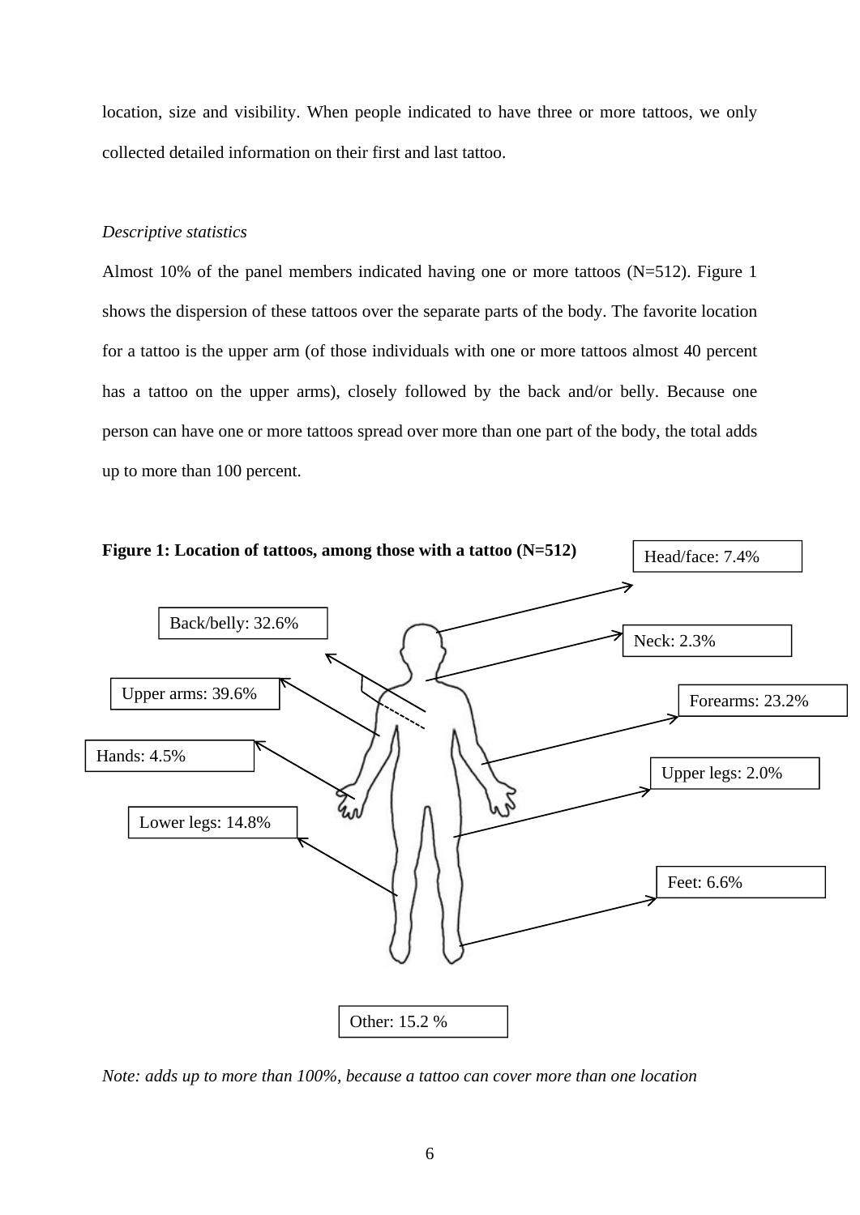location, size and visibility. When people indicated to have three or more tattoos, we only collected detailed information on their first and last tattoo.

*Descriptive statistics*

Almost 10% of the panel members indicated having one or more tattoos (N=512). Figure 1 shows the dispersion of these tattoos over the separate parts of the body. The favorite location for a tattoo is the upper arm (of those individuals with one or more tattoos almost 40 percent has a tattoo on the upper arms), closely followed by the back and/or belly. Because one person can have one or more tattoos spread over more than one part of the body, the total adds up to more than 100 percent.

**Figure 1: Location of tattoos, among those with a tattoo (N=512)**

Head/face: 7.4%

Back/belly: 32.6%

Neck: 2.3%

Upper arms: 39.6%

Forearms: 23.2%

Hands: 4.5%

Upper legs: 2.0%

Lower legs: 14.8%

Feet: 6.6%

Other: 15.2 %

*Note: adds up to more than 100%, because a tattoo can cover more than one location*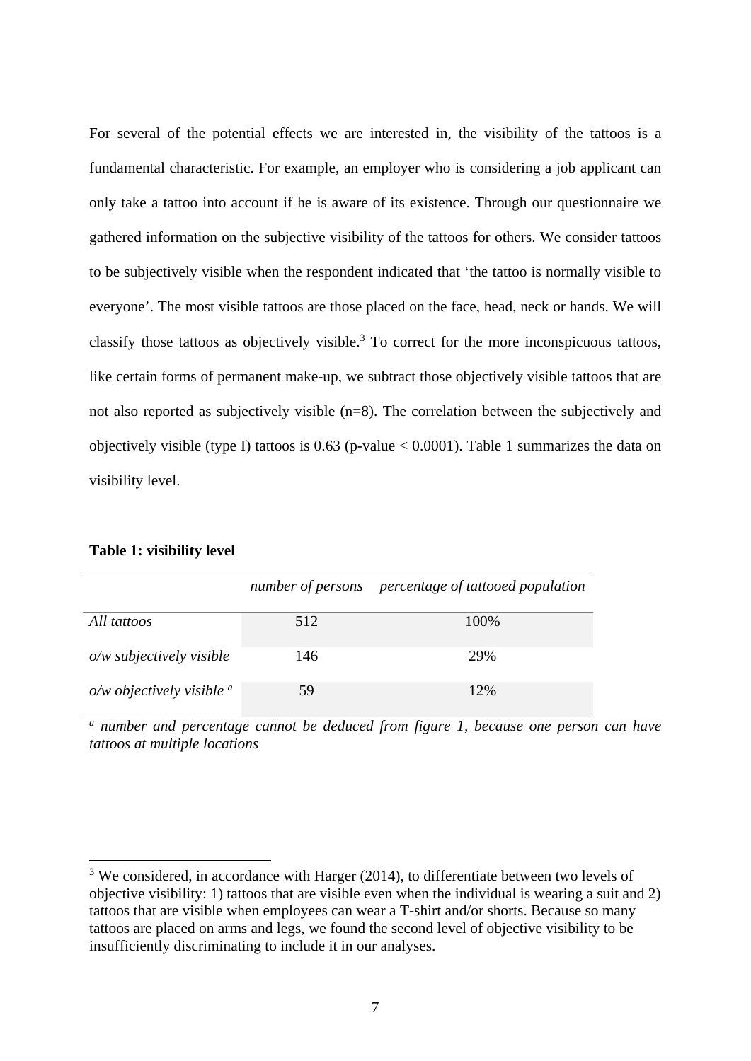For several of the potential effects we are interested in, the visibility of the tattoos is a fundamental characteristic. For example, an employer who is considering a job applicant can only take a tattoo into account if he is aware of its existence. Through our questionnaire we gathered information on the subjective visibility of the tattoos for others. We consider tattoos to be subjectively visible when the respondent indicated that 'the tattoo is normally visible to everyone'. The most visible tattoos are those placed on the face, head, neck or hands. We will classify those tattoos as objectively visible.[3] To correct for the more inconspicuous tattoos, like certain forms of permanent make-up, we subtract those objectively visible tattoos that are not also reported as subjectively visible (n=8). The correlation between the subjectively and objectively visible (type I) tattoos is 0.63 (p-value < 0.0001). Table 1 summarizes the data on visibility level.

**Table 1: visibility level**

| | *number of persons* | *percentage of tattooed population* |
|---|---|---|
| *All tattoos* | 512 | 100% |
| *o/w subjectively visible* | 146 | 29% |
| *o/w objectively visible* [a] | 59 | 12% |

[a] *number and percentage cannot be deduced from figure 1, because one person can have tattoos at multiple locations*

[3] We considered, in accordance with Harger (2014), to differentiate between two levels of objective visibility: 1) tattoos that are visible even when the individual is wearing a suit and 2) tattoos that are visible when employees can wear a T-shirt and/or shorts. Because so many tattoos are placed on arms and legs, we found the second level of objective visibility to be insufficiently discriminating to include it in our analyses.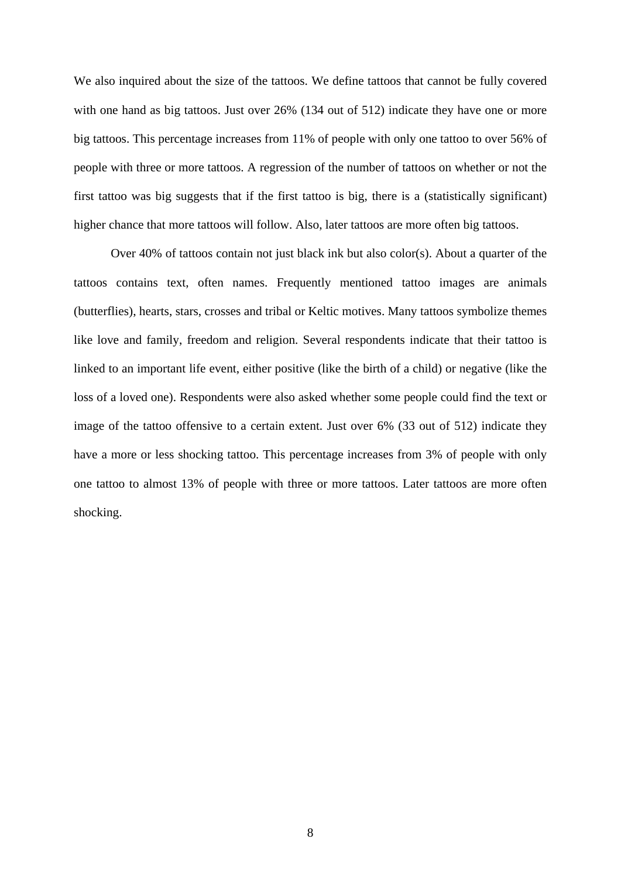We also inquired about the size of the tattoos. We define tattoos that cannot be fully covered with one hand as big tattoos. Just over 26% (134 out of 512) indicate they have one or more big tattoos. This percentage increases from 11% of people with only one tattoo to over 56% of people with three or more tattoos. A regression of the number of tattoos on whether or not the first tattoo was big suggests that if the first tattoo is big, there is a (statistically significant) higher chance that more tattoos will follow. Also, later tattoos are more often big tattoos.

Over 40% of tattoos contain not just black ink but also color(s). About a quarter of the tattoos contains text, often names. Frequently mentioned tattoo images are animals (butterflies), hearts, stars, crosses and tribal or Keltic motives. Many tattoos symbolize themes like love and family, freedom and religion. Several respondents indicate that their tattoo is linked to an important life event, either positive (like the birth of a child) or negative (like the loss of a loved one). Respondents were also asked whether some people could find the text or image of the tattoo offensive to a certain extent. Just over 6% (33 out of 512) indicate they have a more or less shocking tattoo. This percentage increases from 3% of people with only one tattoo to almost 13% of people with three or more tattoos. Later tattoos are more often shocking.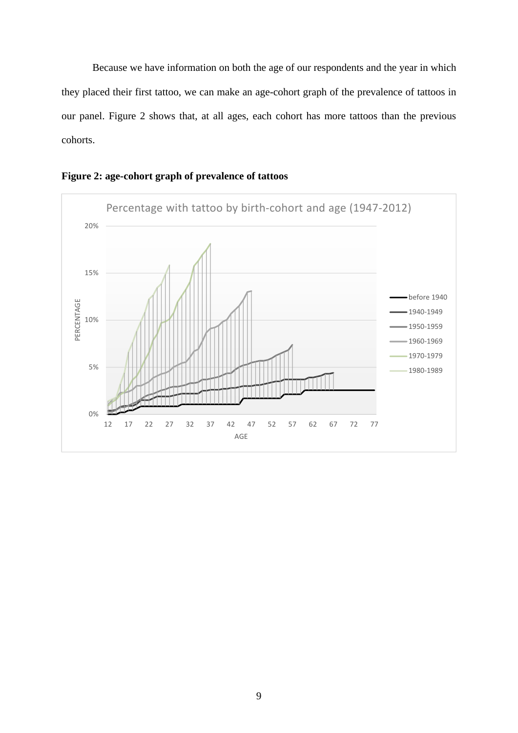Because we have information on both the age of our respondents and the year in which they placed their first tattoo, we can make an age-cohort graph of the prevalence of tattoos in our panel. Figure 2 shows that, at all ages, each cohort has more tattoos than the previous cohorts.

**Figure 2: age-cohort graph of prevalence of tattoos**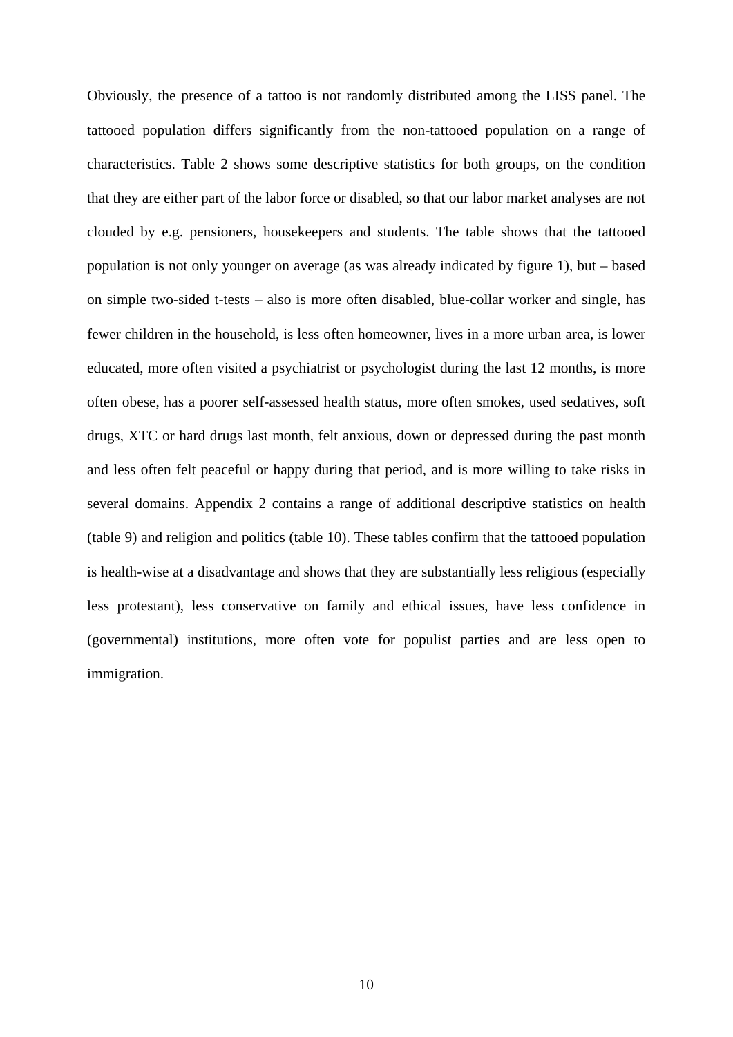Obviously, the presence of a tattoo is not randomly distributed among the LISS panel. The tattooed population differs significantly from the non-tattooed population on a range of characteristics. Table 2 shows some descriptive statistics for both groups, on the condition that they are either part of the labor force or disabled, so that our labor market analyses are not clouded by e.g. pensioners, housekeepers and students. The table shows that the tattooed population is not only younger on average (as was already indicated by figure 1), but – based on simple two-sided t-tests – also is more often disabled, blue-collar worker and single, has fewer children in the household, is less often homeowner, lives in a more urban area, is lower educated, more often visited a psychiatrist or psychologist during the last 12 months, is more often obese, has a poorer self-assessed health status, more often smokes, used sedatives, soft drugs, XTC or hard drugs last month, felt anxious, down or depressed during the past month and less often felt peaceful or happy during that period, and is more willing to take risks in several domains. Appendix 2 contains a range of additional descriptive statistics on health (table 9) and religion and politics (table 10). These tables confirm that the tattooed population is health-wise at a disadvantage and shows that they are substantially less religious (especially less protestant), less conservative on family and ethical issues, have less confidence in (governmental) institutions, more often vote for populist parties and are less open to immigration.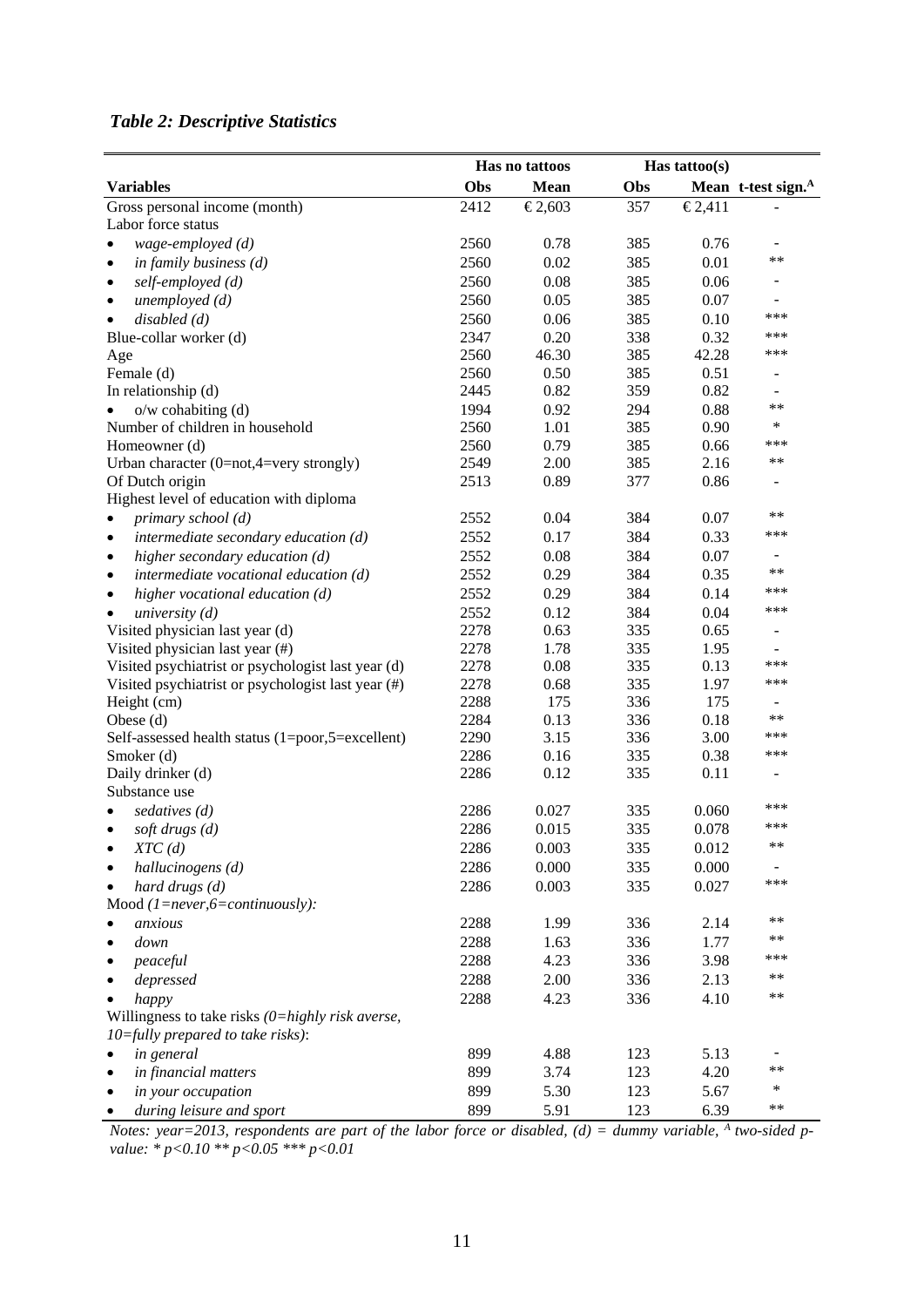## *Table 2: Descriptive Statistics*

| | Has no tattoos | | Has tattoo(s) | | |
|---|---|---|---|---|---|
| **Variables** | **Obs** | **Mean** | **Obs** | **Mean** | **t-test sign.**[A] |
| Gross personal income (month) | 2412 | €2,603 | 357 | €2,411 | - |
| Labor force status | | | | | |
| • *wage-employed (d)* | 2560 | 0.78 | 385 | 0.76 | - |
| • *in family business (d)* | 2560 | 0.02 | 385 | 0.01 | ** |
| • *self-employed (d)* | 2560 | 0.08 | 385 | 0.06 | - |
| • *unemployed (d)* | 2560 | 0.05 | 385 | 0.07 | - |
| • *disabled (d)* | 2560 | 0.06 | 385 | 0.10 | *** |
| Blue-collar worker (d) | 2347 | 0.20 | 338 | 0.32 | *** |
| Age | 2560 | 46.30 | 385 | 42.28 | *** |
| Female (d) | 2560 | 0.50 | 385 | 0.51 | - |
| In relationship (d) | 2445 | 0.82 | 359 | 0.82 | - |
| • o/w cohabiting (d) | 1994 | 0.92 | 294 | 0.88 | ** |
| Number of children in household | 2560 | 1.01 | 385 | 0.90 | * |
| Homeowner (d) | 2560 | 0.79 | 385 | 0.66 | *** |
| Urban character (0=not,4=very strongly) | 2549 | 2.00 | 385 | 2.16 | ** |
| Of Dutch origin | 2513 | 0.89 | 377 | 0.86 | - |
| Highest level of education with diploma | | | | | |
| • *primary school (d)* | 2552 | 0.04 | 384 | 0.07 | ** |
| • *intermediate secondary education (d)* | 2552 | 0.17 | 384 | 0.33 | *** |
| • *higher secondary education (d)* | 2552 | 0.08 | 384 | 0.07 | - |
| • *intermediate vocational education (d)* | 2552 | 0.29 | 384 | 0.35 | ** |
| • *higher vocational education (d)* | 2552 | 0.29 | 384 | 0.14 | *** |
| • *university (d)* | 2552 | 0.12 | 384 | 0.04 | *** |
| Visited physician last year (d) | 2278 | 0.63 | 335 | 0.65 | - |
| Visited physician last year (#) | 2278 | 1.78 | 335 | 1.95 | - |
| Visited psychiatrist or psychologist last year (d) | 2278 | 0.08 | 335 | 0.13 | *** |
| Visited psychiatrist or psychologist last year (#) | 2278 | 0.68 | 335 | 1.97 | *** |
| Height (cm) | 2288 | 175 | 336 | 175 | - |
| Obese (d) | 2284 | 0.13 | 336 | 0.18 | ** |
| Self-assessed health status (1=poor,5=excellent) | 2290 | 3.15 | 336 | 3.00 | *** |
| Smoker (d) | 2286 | 0.16 | 335 | 0.38 | *** |
| Daily drinker (d) | 2286 | 0.12 | 335 | 0.11 | - |
| Substance use | | | | | |
| • *sedatives (d)* | 2286 | 0.027 | 335 | 0.060 | *** |
| • *soft drugs (d)* | 2286 | 0.015 | 335 | 0.078 | *** |
| • *XTC (d)* | 2286 | 0.003 | 335 | 0.012 | ** |
| • *hallucinogens (d)* | 2286 | 0.000 | 335 | 0.000 | - |
| • *hard drugs (d)* | 2286 | 0.003 | 335 | 0.027 | *** |
| Mood *(1=never,6=continuously):* | | | | | |
| • *anxious* | 2288 | 1.99 | 336 | 2.14 | ** |
| • *down* | 2288 | 1.63 | 336 | 1.77 | ** |
| • *peaceful* | 2288 | 4.23 | 336 | 3.98 | *** |
| • *depressed* | 2288 | 2.00 | 336 | 2.13 | ** |
| • *happy* | 2288 | 4.23 | 336 | 4.10 | ** |
| Willingness to take risks *(0=highly risk averse, 10=fully prepared to take risks)*: | | | | | |
| • *in general* | 899 | 4.88 | 123 | 5.13 | - |
| • *in financial matters* | 899 | 3.74 | 123 | 4.20 | ** |
| • *in your occupation* | 899 | 5.30 | 123 | 5.67 | * |
| • *during leisure and sport* | 899 | 5.91 | 123 | 6.39 | ** |

*Notes: year=2013, respondents are part of the labor force or disabled, (d) = dummy variable, [A] two-sided p-value: * p<0.10 ** p<0.05 *** p<0.01*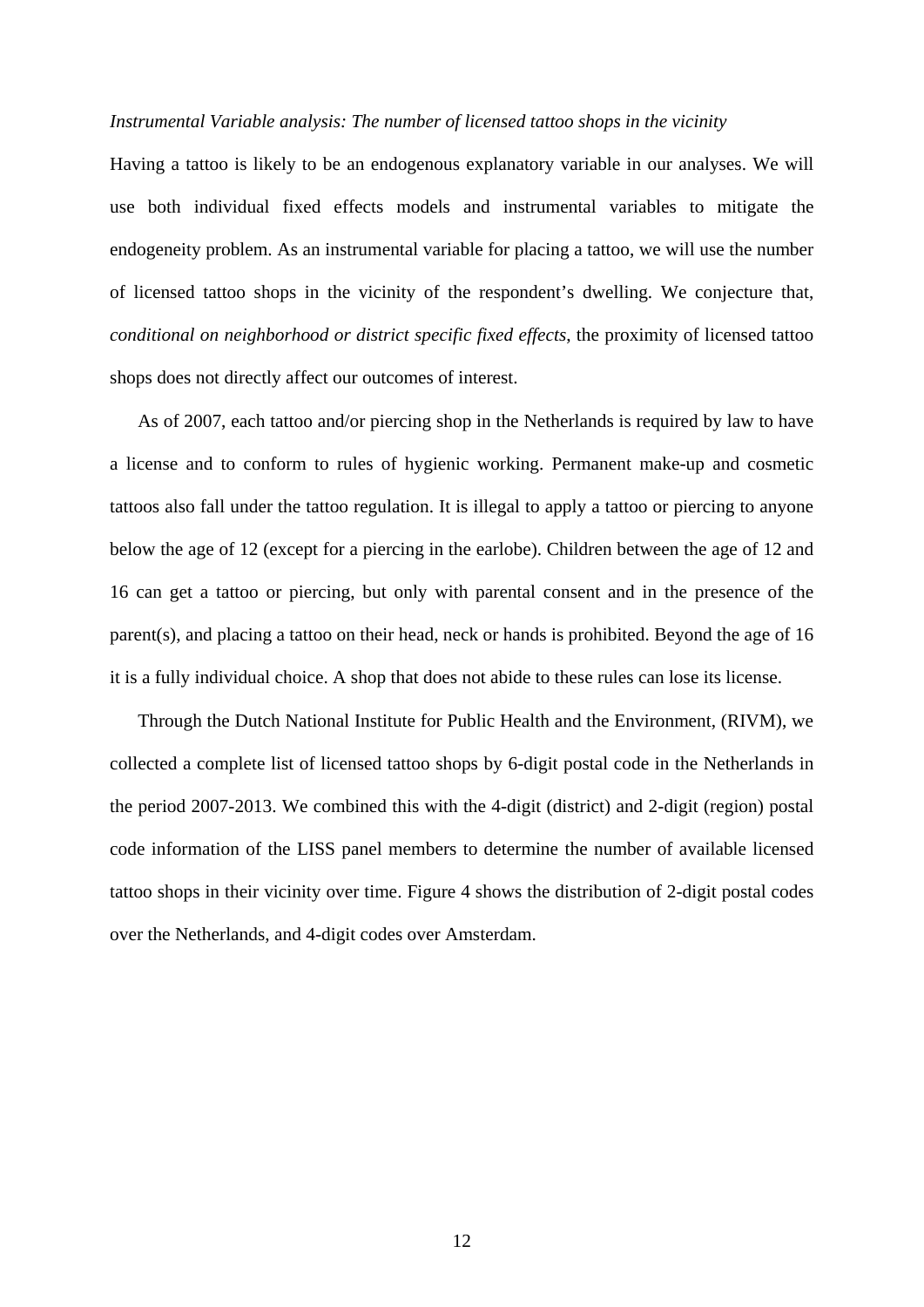*Instrumental Variable analysis: The number of licensed tattoo shops in the vicinity*

Having a tattoo is likely to be an endogenous explanatory variable in our analyses. We will use both individual fixed effects models and instrumental variables to mitigate the endogeneity problem. As an instrumental variable for placing a tattoo, we will use the number of licensed tattoo shops in the vicinity of the respondent's dwelling. We conjecture that, *conditional on neighborhood or district specific fixed effects*, the proximity of licensed tattoo shops does not directly affect our outcomes of interest.

As of 2007, each tattoo and/or piercing shop in the Netherlands is required by law to have a license and to conform to rules of hygienic working. Permanent make-up and cosmetic tattoos also fall under the tattoo regulation. It is illegal to apply a tattoo or piercing to anyone below the age of 12 (except for a piercing in the earlobe). Children between the age of 12 and 16 can get a tattoo or piercing, but only with parental consent and in the presence of the parent(s), and placing a tattoo on their head, neck or hands is prohibited. Beyond the age of 16 it is a fully individual choice. A shop that does not abide to these rules can lose its license.

Through the Dutch National Institute for Public Health and the Environment, (RIVM), we collected a complete list of licensed tattoo shops by 6-digit postal code in the Netherlands in the period 2007-2013. We combined this with the 4-digit (district) and 2-digit (region) postal code information of the LISS panel members to determine the number of available licensed tattoo shops in their vicinity over time. Figure 4 shows the distribution of 2-digit postal codes over the Netherlands, and 4-digit codes over Amsterdam.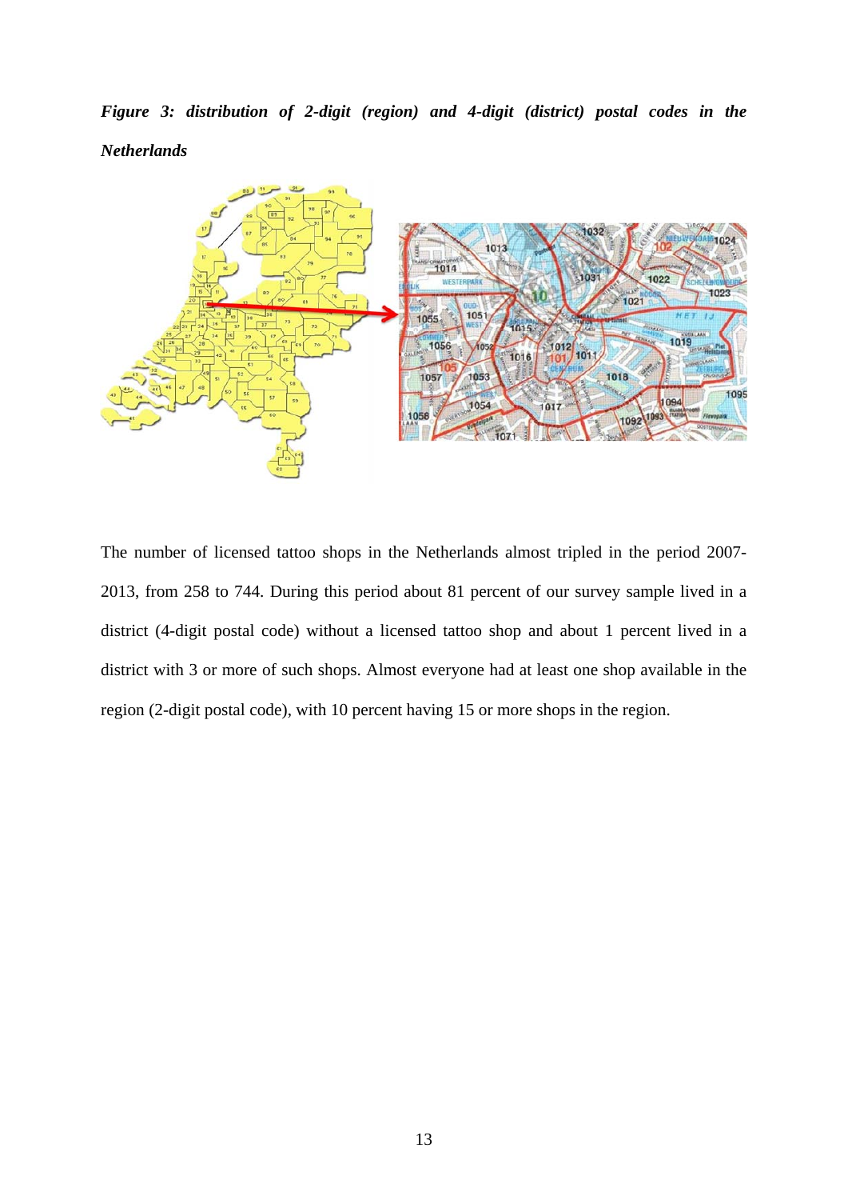***Figure 3: distribution of 2-digit (region) and 4-digit (district) postal codes in the Netherlands***

The number of licensed tattoo shops in the Netherlands almost tripled in the period 2007-2013, from 258 to 744. During this period about 81 percent of our survey sample lived in a district (4-digit postal code) without a licensed tattoo shop and about 1 percent lived in a district with 3 or more of such shops. Almost everyone had at least one shop available in the region (2-digit postal code), with 10 percent having 15 or more shops in the region.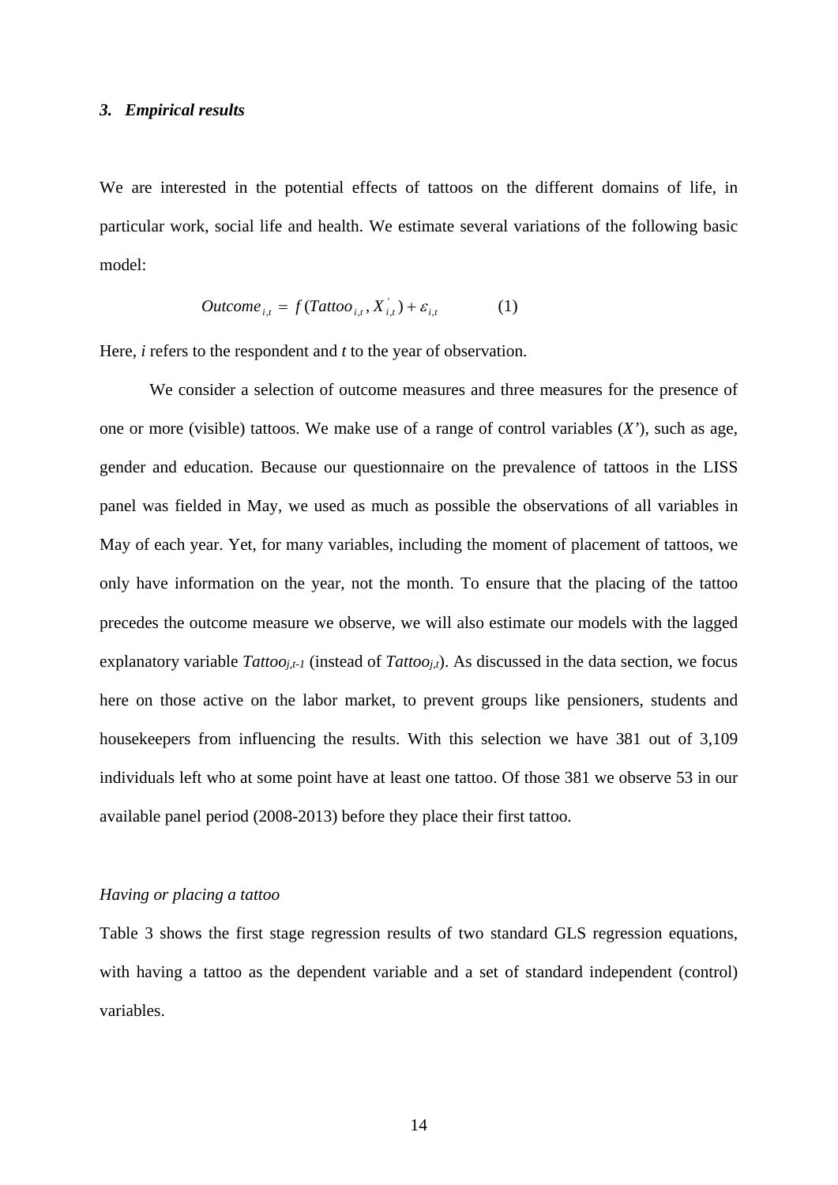### *3. Empirical results*

We are interested in the potential effects of tattoos on the different domains of life, in particular work, social life and health. We estimate several variations of the following basic model:

$$Outcome_{i,t} = f(Tattoo_{i,t}, X^{'}_{i,t}) + \varepsilon_{i,t} \qquad (1)$$

Here, *i* refers to the respondent and *t* to the year of observation.

We consider a selection of outcome measures and three measures for the presence of one or more (visible) tattoos. We make use of a range of control variables (*X'*), such as age, gender and education. Because our questionnaire on the prevalence of tattoos in the LISS panel was fielded in May, we used as much as possible the observations of all variables in May of each year. Yet, for many variables, including the moment of placement of tattoos, we only have information on the year, not the month. To ensure that the placing of the tattoo precedes the outcome measure we observe, we will also estimate our models with the lagged explanatory variable $Tattoo_{j,t-1}$ (instead of $Tattoo_{j,t}$). As discussed in the data section, we focus here on those active on the labor market, to prevent groups like pensioners, students and housekeepers from influencing the results. With this selection we have 381 out of 3,109 individuals left who at some point have at least one tattoo. Of those 381 we observe 53 in our available panel period (2008-2013) before they place their first tattoo.

*Having or placing a tattoo*

Table 3 shows the first stage regression results of two standard GLS regression equations, with having a tattoo as the dependent variable and a set of standard independent (control) variables.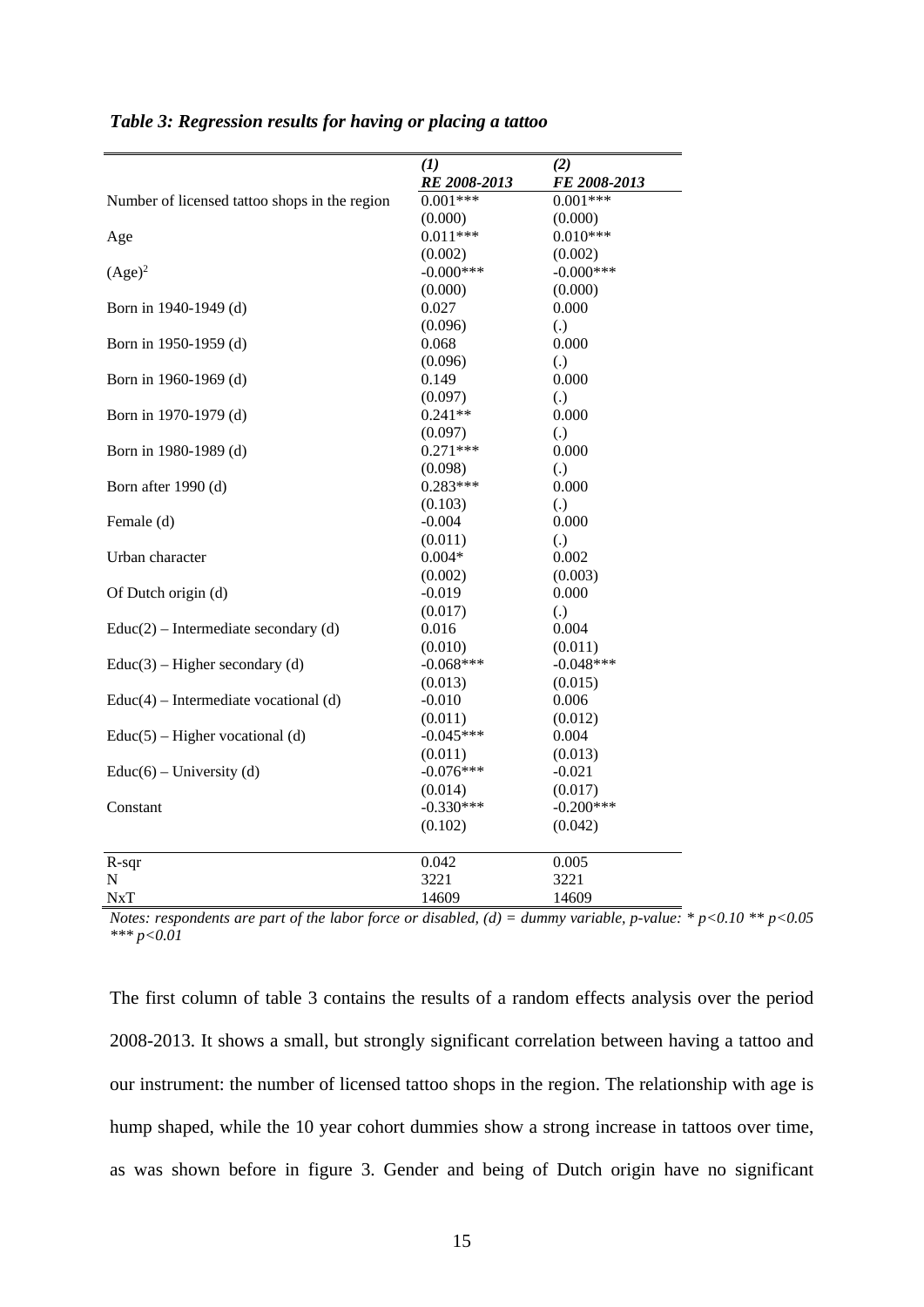*Table 3: Regression results for having or placing a tattoo*

| | *(1)* | *(2)* |
|---|---|---|
| | ***RE 2008-2013*** | ***FE 2008-2013*** |
| Number of licensed tattoo shops in the region | 0.001*** | 0.001*** |
| | (0.000) | (0.000) |
| Age | 0.011*** | 0.010*** |
| | (0.002) | (0.002) |
| $(\text{Age})^2$ | -0.000*** | -0.000*** |
| | (0.000) | (0.000) |
| Born in 1940-1949 (d) | 0.027 | 0.000 |
| | (0.096) | (.) |
| Born in 1950-1959 (d) | 0.068 | 0.000 |
| | (0.096) | (.) |
| Born in 1960-1969 (d) | 0.149 | 0.000 |
| | (0.097) | (.) |
| Born in 1970-1979 (d) | 0.241** | 0.000 |
| | (0.097) | (.) |
| Born in 1980-1989 (d) | 0.271*** | 0.000 |
| | (0.098) | (.) |
| Born after 1990 (d) | 0.283*** | 0.000 |
| | (0.103) | (.) |
| Female (d) | -0.004 | 0.000 |
| | (0.011) | (.) |
| Urban character | 0.004* | 0.002 |
| | (0.002) | (0.003) |
| Of Dutch origin (d) | -0.019 | 0.000 |
| | (0.017) | (.) |
| Educ(2) – Intermediate secondary (d) | 0.016 | 0.004 |
| | (0.010) | (0.011) |
| Educ(3) – Higher secondary (d) | -0.068*** | -0.048*** |
| | (0.013) | (0.015) |
| Educ(4) – Intermediate vocational (d) | -0.010 | 0.006 |
| | (0.011) | (0.012) |
| Educ(5) – Higher vocational (d) | -0.045*** | 0.004 |
| | (0.011) | (0.013) |
| Educ(6) – University (d) | -0.076*** | -0.021 |
| | (0.014) | (0.017) |
| Constant | -0.330*** | -0.200*** |
| | (0.102) | (0.042) |
| R-sqr | 0.042 | 0.005 |
| N | 3221 | 3221 |
| NxT | 14609 | 14609 |

*Notes: respondents are part of the labor force or disabled, (d) = dummy variable, p-value: * p<0.10 ** p<0.05 *** p<0.01*

The first column of table 3 contains the results of a random effects analysis over the period 2008-2013. It shows a small, but strongly significant correlation between having a tattoo and our instrument: the number of licensed tattoo shops in the region. The relationship with age is hump shaped, while the 10 year cohort dummies show a strong increase in tattoos over time, as was shown before in figure 3. Gender and being of Dutch origin have no significant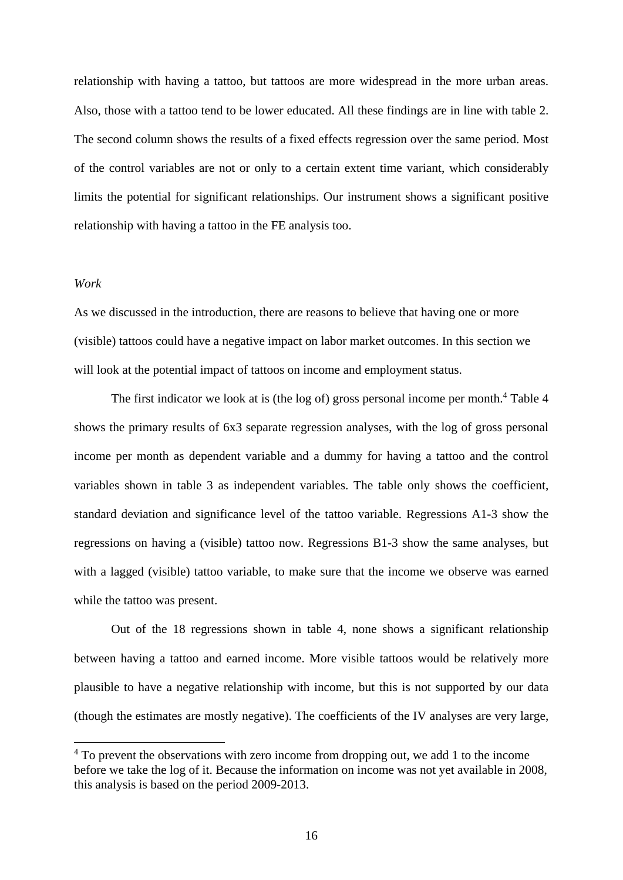relationship with having a tattoo, but tattoos are more widespread in the more urban areas. Also, those with a tattoo tend to be lower educated. All these findings are in line with table 2. The second column shows the results of a fixed effects regression over the same period. Most of the control variables are not or only to a certain extent time variant, which considerably limits the potential for significant relationships. Our instrument shows a significant positive relationship with having a tattoo in the FE analysis too.

*Work*

As we discussed in the introduction, there are reasons to believe that having one or more (visible) tattoos could have a negative impact on labor market outcomes. In this section we will look at the potential impact of tattoos on income and employment status.

The first indicator we look at is (the log of) gross personal income per month.[4] Table 4 shows the primary results of 6x3 separate regression analyses, with the log of gross personal income per month as dependent variable and a dummy for having a tattoo and the control variables shown in table 3 as independent variables. The table only shows the coefficient, standard deviation and significance level of the tattoo variable. Regressions A1-3 show the regressions on having a (visible) tattoo now. Regressions B1-3 show the same analyses, but with a lagged (visible) tattoo variable, to make sure that the income we observe was earned while the tattoo was present.

Out of the 18 regressions shown in table 4, none shows a significant relationship between having a tattoo and earned income. More visible tattoos would be relatively more plausible to have a negative relationship with income, but this is not supported by our data (though the estimates are mostly negative). The coefficients of the IV analyses are very large,

[4] To prevent the observations with zero income from dropping out, we add 1 to the income before we take the log of it. Because the information on income was not yet available in 2008, this analysis is based on the period 2009-2013.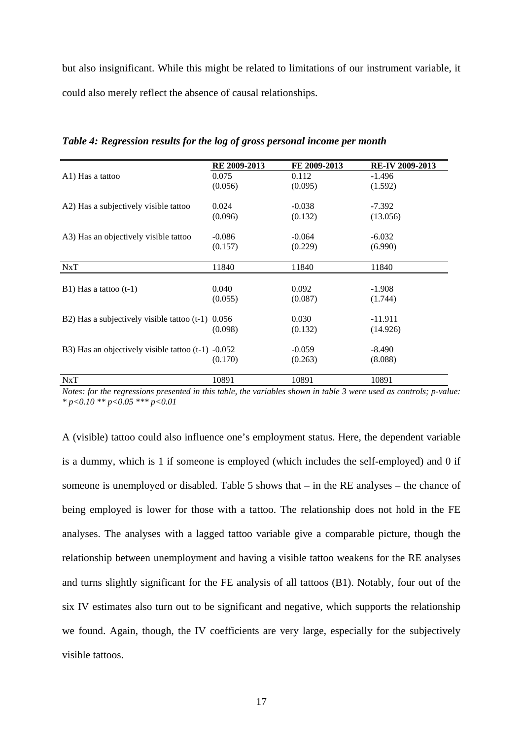but also insignificant. While this might be related to limitations of our instrument variable, it could also merely reflect the absence of causal relationships.

***Table 4: Regression results for the log of gross personal income per month***

| | RE 2009-2013 | FE 2009-2013 | RE-IV 2009-2013 |
|---|---|---|---|
| A1) Has a tattoo | 0.075 | 0.112 | -1.496 |
| | (0.056) | (0.095) | (1.592) |
| A2) Has a subjectively visible tattoo | 0.024 | -0.038 | -7.392 |
| | (0.096) | (0.132) | (13.056) |
| A3) Has an objectively visible tattoo | -0.086 | -0.064 | -6.032 |
| | (0.157) | (0.229) | (6.990) |
| NxT | 11840 | 11840 | 11840 |
| B1) Has a tattoo (t-1) | 0.040 | 0.092 | -1.908 |
| | (0.055) | (0.087) | (1.744) |
| B2) Has a subjectively visible tattoo (t-1) | 0.056 | 0.030 | -11.911 |
| | (0.098) | (0.132) | (14.926) |
| B3) Has an objectively visible tattoo (t-1) | -0.052 | -0.059 | -8.490 |
| | (0.170) | (0.263) | (8.088) |
| NxT | 10891 | 10891 | 10891 |

*Notes: for the regressions presented in this table, the variables shown in table 3 were used as controls; p-value: * p<0.10 ** p<0.05 *** p<0.01*

A (visible) tattoo could also influence one's employment status. Here, the dependent variable is a dummy, which is 1 if someone is employed (which includes the self-employed) and 0 if someone is unemployed or disabled. Table 5 shows that – in the RE analyses – the chance of being employed is lower for those with a tattoo. The relationship does not hold in the FE analyses. The analyses with a lagged tattoo variable give a comparable picture, though the relationship between unemployment and having a visible tattoo weakens for the RE analyses and turns slightly significant for the FE analysis of all tattoos (B1). Notably, four out of the six IV estimates also turn out to be significant and negative, which supports the relationship we found. Again, though, the IV coefficients are very large, especially for the subjectively visible tattoos.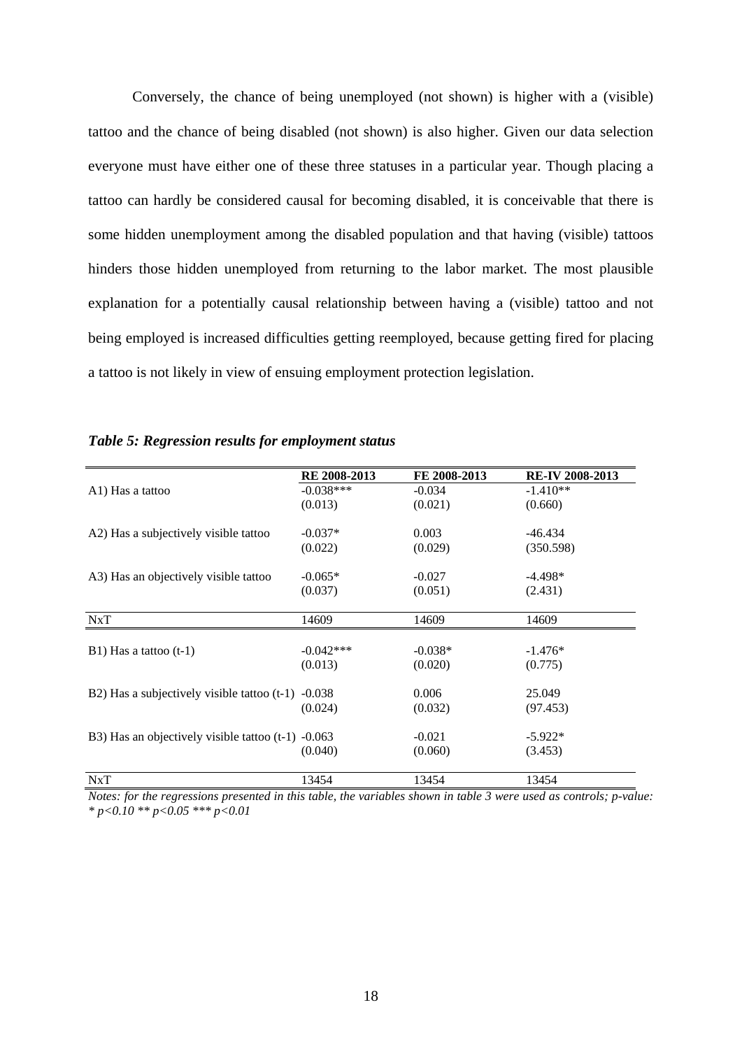Conversely, the chance of being unemployed (not shown) is higher with a (visible) tattoo and the chance of being disabled (not shown) is also higher. Given our data selection everyone must have either one of these three statuses in a particular year. Though placing a tattoo can hardly be considered causal for becoming disabled, it is conceivable that there is some hidden unemployment among the disabled population and that having (visible) tattoos hinders those hidden unemployed from returning to the labor market. The most plausible explanation for a potentially causal relationship between having a (visible) tattoo and not being employed is increased difficulties getting reemployed, because getting fired for placing a tattoo is not likely in view of ensuing employment protection legislation.

***Table 5: Regression results for employment status***

| | RE 2008-2013 | FE 2008-2013 | RE-IV 2008-2013 |
|---|---|---|---|
| A1) Has a tattoo | -0.038*** | -0.034 | -1.410** |
| | (0.013) | (0.021) | (0.660) |
| A2) Has a subjectively visible tattoo | -0.037* | 0.003 | -46.434 |
| | (0.022) | (0.029) | (350.598) |
| A3) Has an objectively visible tattoo | -0.065* | -0.027 | -4.498* |
| | (0.037) | (0.051) | (2.431) |
| NxT | 14609 | 14609 | 14609 |
| B1) Has a tattoo (t-1) | -0.042*** | -0.038* | -1.476* |
| | (0.013) | (0.020) | (0.775) |
| B2) Has a subjectively visible tattoo (t-1) | -0.038 | 0.006 | 25.049 |
| | (0.024) | (0.032) | (97.453) |
| B3) Has an objectively visible tattoo (t-1) | -0.063 | -0.021 | -5.922* |
| | (0.040) | (0.060) | (3.453) |
| NxT | 13454 | 13454 | 13454 |

*Notes: for the regressions presented in this table, the variables shown in table 3 were used as controls; p-value: * p<0.10 ** p<0.05 *** p<0.01*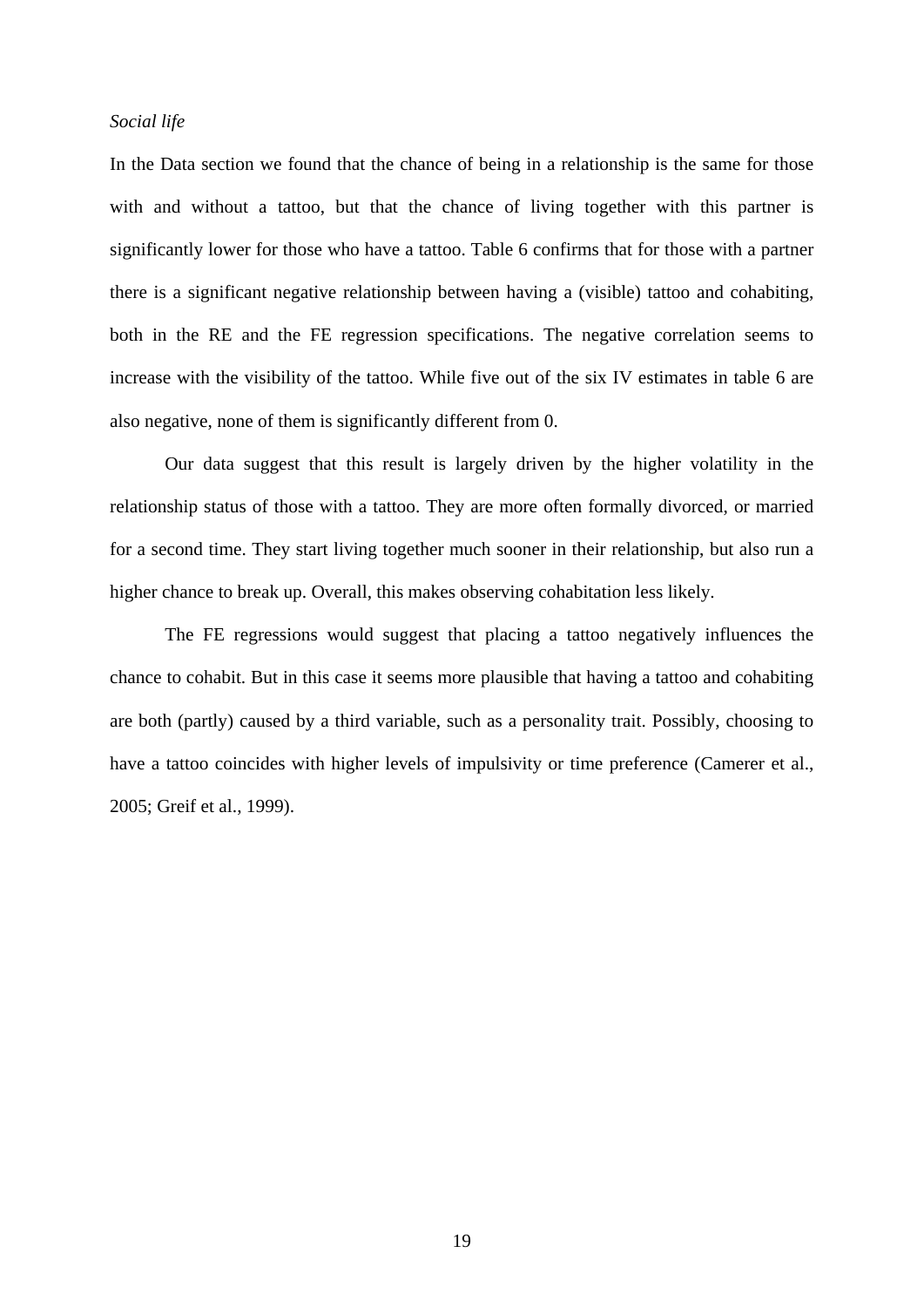*Social life*

In the Data section we found that the chance of being in a relationship is the same for those with and without a tattoo, but that the chance of living together with this partner is significantly lower for those who have a tattoo. Table 6 confirms that for those with a partner there is a significant negative relationship between having a (visible) tattoo and cohabiting, both in the RE and the FE regression specifications. The negative correlation seems to increase with the visibility of the tattoo. While five out of the six IV estimates in table 6 are also negative, none of them is significantly different from 0.

Our data suggest that this result is largely driven by the higher volatility in the relationship status of those with a tattoo. They are more often formally divorced, or married for a second time. They start living together much sooner in their relationship, but also run a higher chance to break up. Overall, this makes observing cohabitation less likely.

The FE regressions would suggest that placing a tattoo negatively influences the chance to cohabit. But in this case it seems more plausible that having a tattoo and cohabiting are both (partly) caused by a third variable, such as a personality trait. Possibly, choosing to have a tattoo coincides with higher levels of impulsivity or time preference (Camerer et al., 2005; Greif et al., 1999).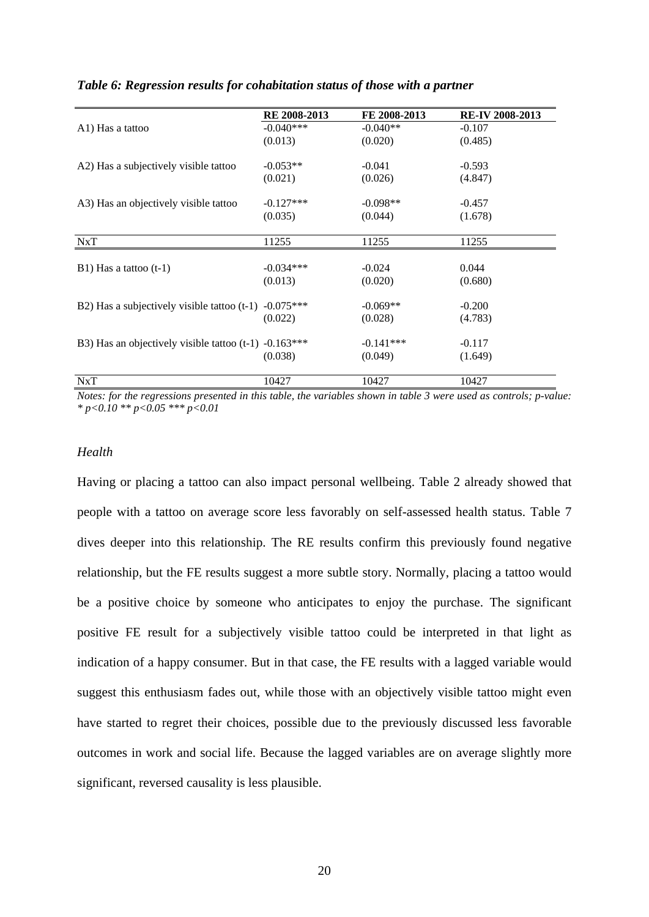*Table 6: Regression results for cohabitation status of those with a partner*

| | RE 2008-2013 | FE 2008-2013 | RE-IV 2008-2013 |
|---|---|---|---|
| A1) Has a tattoo | -0.040*** | -0.040** | -0.107 |
| | (0.013) | (0.020) | (0.485) |
| A2) Has a subjectively visible tattoo | -0.053** | -0.041 | -0.593 |
| | (0.021) | (0.026) | (4.847) |
| A3) Has an objectively visible tattoo | -0.127*** | -0.098** | -0.457 |
| | (0.035) | (0.044) | (1.678) |
| NxT | 11255 | 11255 | 11255 |
| B1) Has a tattoo (t-1) | -0.034*** | -0.024 | 0.044 |
| | (0.013) | (0.020) | (0.680) |
| B2) Has a subjectively visible tattoo (t-1) | -0.075*** | -0.069** | -0.200 |
| | (0.022) | (0.028) | (4.783) |
| B3) Has an objectively visible tattoo (t-1) | -0.163*** | -0.141*** | -0.117 |
| | (0.038) | (0.049) | (1.649) |
| NxT | 10427 | 10427 | 10427 |

*Notes: for the regressions presented in this table, the variables shown in table 3 were used as controls; p-value: * p<0.10 ** p<0.05 *** p<0.01*

*Health*

Having or placing a tattoo can also impact personal wellbeing. Table 2 already showed that people with a tattoo on average score less favorably on self-assessed health status. Table 7 dives deeper into this relationship. The RE results confirm this previously found negative relationship, but the FE results suggest a more subtle story. Normally, placing a tattoo would be a positive choice by someone who anticipates to enjoy the purchase. The significant positive FE result for a subjectively visible tattoo could be interpreted in that light as indication of a happy consumer. But in that case, the FE results with a lagged variable would suggest this enthusiasm fades out, while those with an objectively visible tattoo might even have started to regret their choices, possible due to the previously discussed less favorable outcomes in work and social life. Because the lagged variables are on average slightly more significant, reversed causality is less plausible.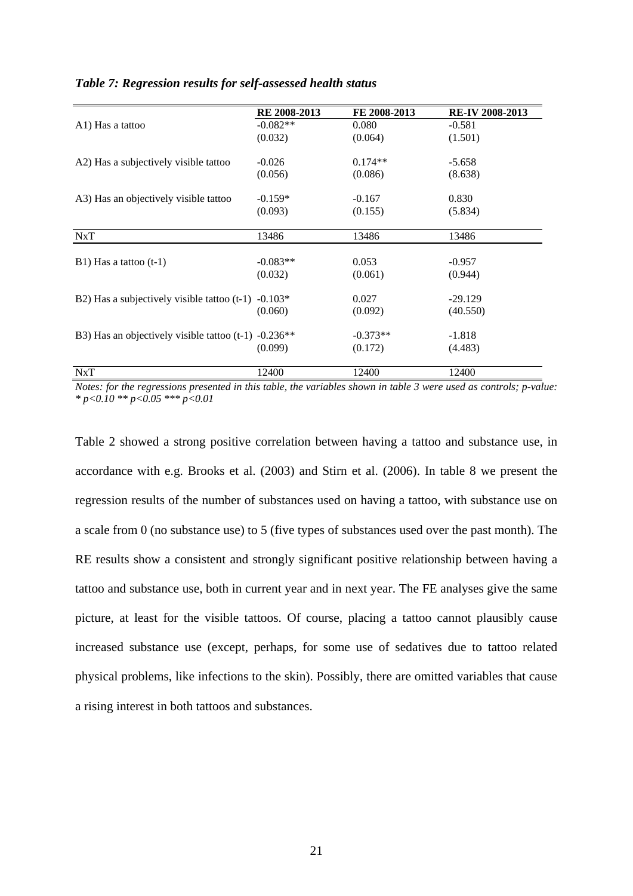*Table 7: Regression results for self-assessed health status*

| | RE 2008-2013 | FE 2008-2013 | RE-IV 2008-2013 |
|---|---|---|---|
| A1) Has a tattoo | -0.082** | 0.080 | -0.581 |
| | (0.032) | (0.064) | (1.501) |
| A2) Has a subjectively visible tattoo | -0.026 | 0.174** | -5.658 |
| | (0.056) | (0.086) | (8.638) |
| A3) Has an objectively visible tattoo | -0.159* | -0.167 | 0.830 |
| | (0.093) | (0.155) | (5.834) |
| NxT | 13486 | 13486 | 13486 |
| B1) Has a tattoo (t-1) | -0.083** | 0.053 | -0.957 |
| | (0.032) | (0.061) | (0.944) |
| B2) Has a subjectively visible tattoo (t-1) | -0.103* | 0.027 | -29.129 |
| | (0.060) | (0.092) | (40.550) |
| B3) Has an objectively visible tattoo (t-1) | -0.236** | -0.373** | -1.818 |
| | (0.099) | (0.172) | (4.483) |
| NxT | 12400 | 12400 | 12400 |

*Notes: for the regressions presented in this table, the variables shown in table 3 were used as controls; p-value: * p<0.10 ** p<0.05 *** p<0.01*

Table 2 showed a strong positive correlation between having a tattoo and substance use, in accordance with e.g. Brooks et al. (2003) and Stirn et al. (2006). In table 8 we present the regression results of the number of substances used on having a tattoo, with substance use on a scale from 0 (no substance use) to 5 (five types of substances used over the past month). The RE results show a consistent and strongly significant positive relationship between having a tattoo and substance use, both in current year and in next year. The FE analyses give the same picture, at least for the visible tattoos. Of course, placing a tattoo cannot plausibly cause increased substance use (except, perhaps, for some use of sedatives due to tattoo related physical problems, like infections to the skin). Possibly, there are omitted variables that cause a rising interest in both tattoos and substances.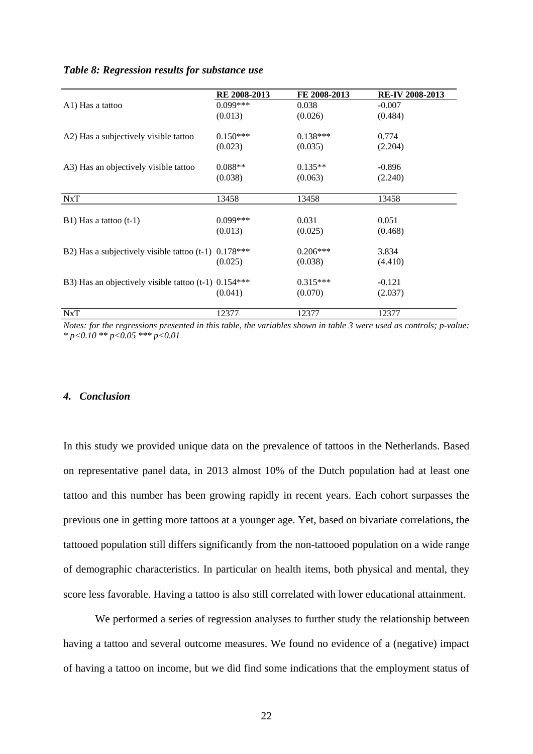*Table 8: Regression results for substance use*

| | RE 2008-2013 | FE 2008-2013 | RE-IV 2008-2013 |
|---|---|---|---|
| A1) Has a tattoo | 0.099*** | 0.038 | -0.007 |
| | (0.013) | (0.026) | (0.484) |
| A2) Has a subjectively visible tattoo | 0.150*** | 0.138*** | 0.774 |
| | (0.023) | (0.035) | (2.204) |
| A3) Has an objectively visible tattoo | 0.088** | 0.135** | -0.896 |
| | (0.038) | (0.063) | (2.240) |
| NxT | 13458 | 13458 | 13458 |
| B1) Has a tattoo (t-1) | 0.099*** | 0.031 | 0.051 |
| | (0.013) | (0.025) | (0.468) |
| B2) Has a subjectively visible tattoo (t-1) | 0.178*** | 0.206*** | 3.834 |
| | (0.025) | (0.038) | (4.410) |
| B3) Has an objectively visible tattoo (t-1) | 0.154*** | 0.315*** | -0.121 |
| | (0.041) | (0.070) | (2.037) |
| NxT | 12377 | 12377 | 12377 |

*Notes: for the regressions presented in this table, the variables shown in table 3 were used as controls; p-value: * p<0.10 ** p<0.05 *** p<0.01*

### *4. Conclusion*

In this study we provided unique data on the prevalence of tattoos in the Netherlands. Based on representative panel data, in 2013 almost 10% of the Dutch population had at least one tattoo and this number has been growing rapidly in recent years. Each cohort surpasses the previous one in getting more tattoos at a younger age. Yet, based on bivariate correlations, the tattooed population still differs significantly from the non-tattooed population on a wide range of demographic characteristics. In particular on health items, both physical and mental, they score less favorable. Having a tattoo is also still correlated with lower educational attainment.

We performed a series of regression analyses to further study the relationship between having a tattoo and several outcome measures. We found no evidence of a (negative) impact of having a tattoo on income, but we did find some indications that the employment status of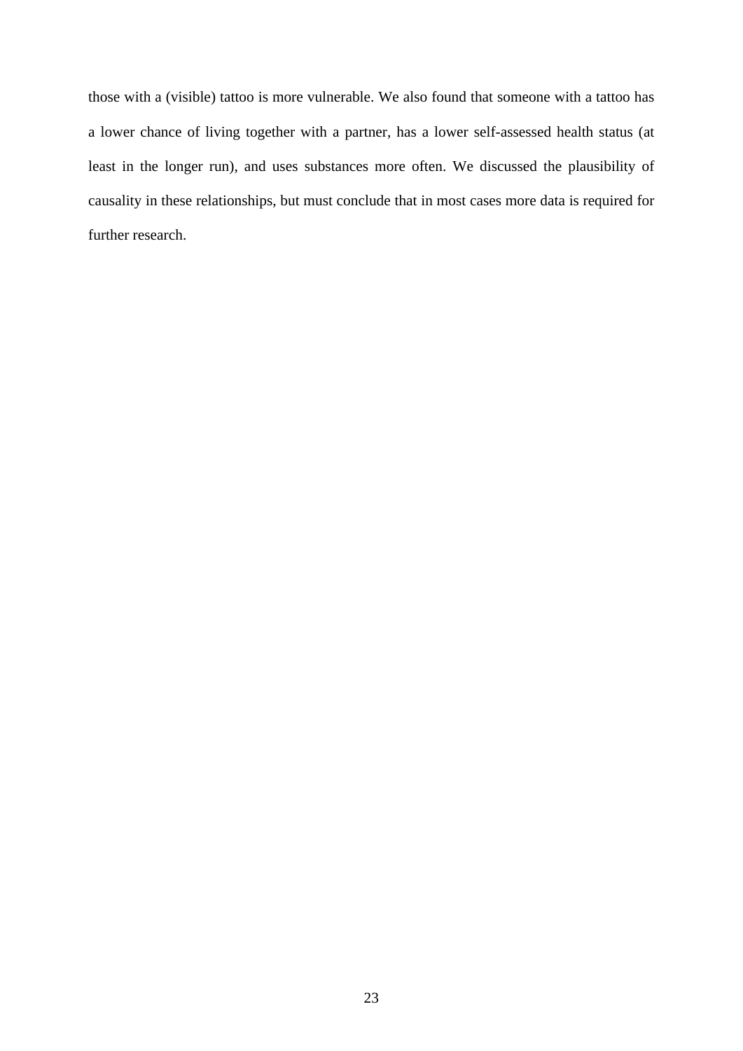those with a (visible) tattoo is more vulnerable. We also found that someone with a tattoo has a lower chance of living together with a partner, has a lower self-assessed health status (at least in the longer run), and uses substances more often. We discussed the plausibility of causality in these relationships, but must conclude that in most cases more data is required for further research.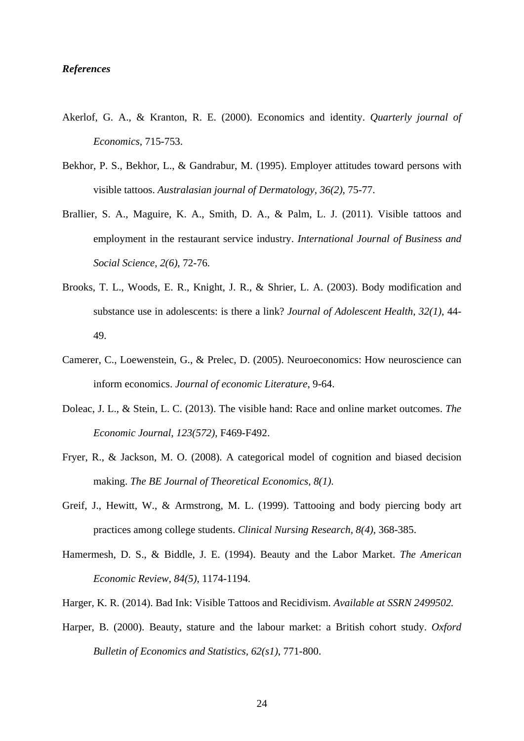***References***

Akerlof, G. A., & Kranton, R. E. (2000). Economics and identity. *Quarterly journal of Economics*, 715-753.

Bekhor, P. S., Bekhor, L., & Gandrabur, M. (1995). Employer attitudes toward persons with visible tattoos. *Australasian journal of Dermatology, 36(2)*, 75-77.

Brallier, S. A., Maguire, K. A., Smith, D. A., & Palm, L. J. (2011). Visible tattoos and employment in the restaurant service industry. *International Journal of Business and Social Science, 2(6)*, 72-76.

Brooks, T. L., Woods, E. R., Knight, J. R., & Shrier, L. A. (2003). Body modification and substance use in adolescents: is there a link? *Journal of Adolescent Health, 32(1)*, 44-49.

Camerer, C., Loewenstein, G., & Prelec, D. (2005). Neuroeconomics: How neuroscience can inform economics. *Journal of economic Literature*, 9-64.

Doleac, J. L., & Stein, L. C. (2013). The visible hand: Race and online market outcomes. *The Economic Journal, 123(572)*, F469-F492.

Fryer, R., & Jackson, M. O. (2008). A categorical model of cognition and biased decision making. *The BE Journal of Theoretical Economics, 8(1)*.

Greif, J., Hewitt, W., & Armstrong, M. L. (1999). Tattooing and body piercing body art practices among college students. *Clinical Nursing Research, 8(4)*, 368-385.

Hamermesh, D. S., & Biddle, J. E. (1994). Beauty and the Labor Market. *The American Economic Review, 84(5)*, 1174-1194.

Harger, K. R. (2014). Bad Ink: Visible Tattoos and Recidivism. *Available at SSRN 2499502.*

Harper, B. (2000). Beauty, stature and the labour market: a British cohort study. *Oxford Bulletin of Economics and Statistics, 62(s1)*, 771-800.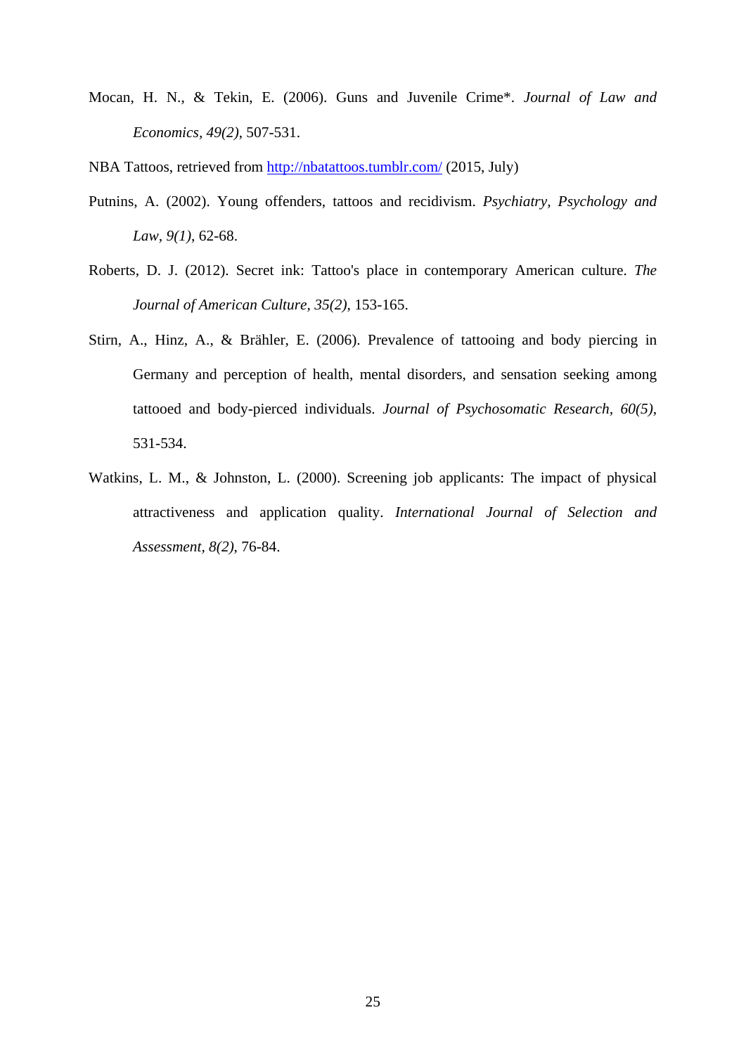Mocan, H. N., & Tekin, E. (2006). Guns and Juvenile Crime*. *Journal of Law and Economics, 49(2)*, 507-531.

NBA Tattoos, retrieved from http://nbatattoos.tumblr.com/ (2015, July)

Putnins, A. (2002). Young offenders, tattoos and recidivism. *Psychiatry, Psychology and Law, 9(1)*, 62-68.

Roberts, D. J. (2012). Secret ink: Tattoo's place in contemporary American culture. *The Journal of American Culture, 35(2)*, 153-165.

Stirn, A., Hinz, A., & Brähler, E. (2006). Prevalence of tattooing and body piercing in Germany and perception of health, mental disorders, and sensation seeking among tattooed and body-pierced individuals. *Journal of Psychosomatic Research, 60(5)*, 531-534.

Watkins, L. M., & Johnston, L. (2000). Screening job applicants: The impact of physical attractiveness and application quality. *International Journal of Selection and Assessment, 8(2)*, 76-84.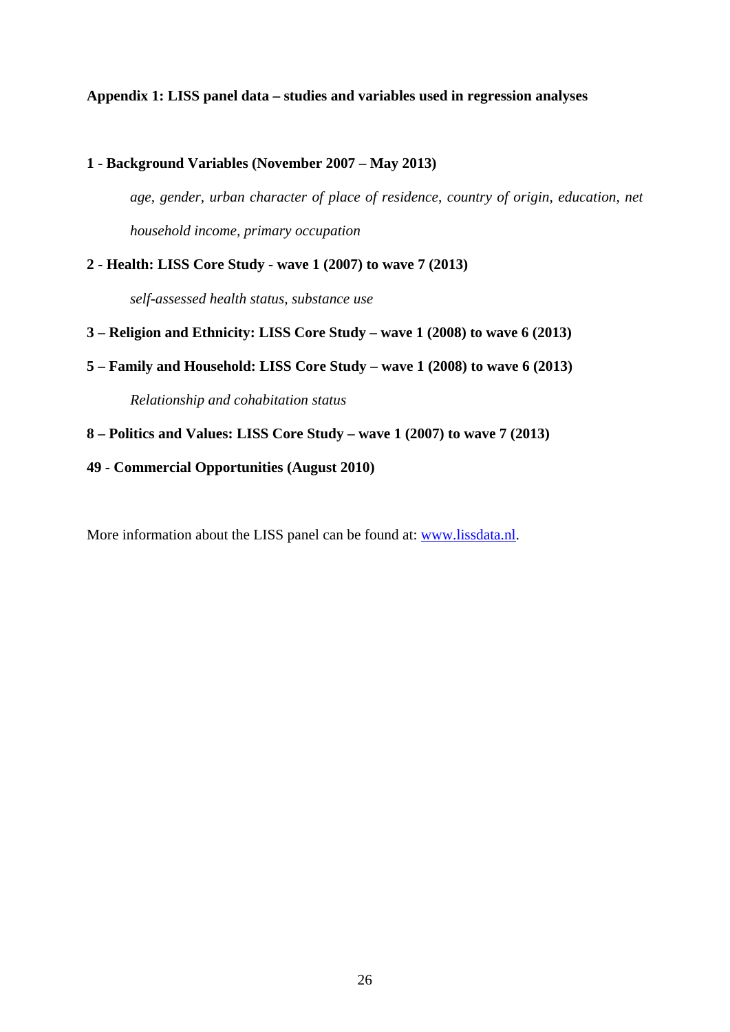**Appendix 1: LISS panel data – studies and variables used in regression analyses**

**1 - Background Variables (November 2007 – May 2013)**

*age, gender, urban character of place of residence, country of origin, education, net household income, primary occupation*

**2 - Health: LISS Core Study - wave 1 (2007) to wave 7 (2013)**

*self-assessed health status, substance use*

**3 – Religion and Ethnicity: LISS Core Study – wave 1 (2008) to wave 6 (2013)**

**5 – Family and Household: LISS Core Study – wave 1 (2008) to wave 6 (2013)**

*Relationship and cohabitation status*

**8 – Politics and Values: LISS Core Study – wave 1 (2007) to wave 7 (2013)**

**49 - Commercial Opportunities (August 2010)**

More information about the LISS panel can be found at: www.lissdata.nl.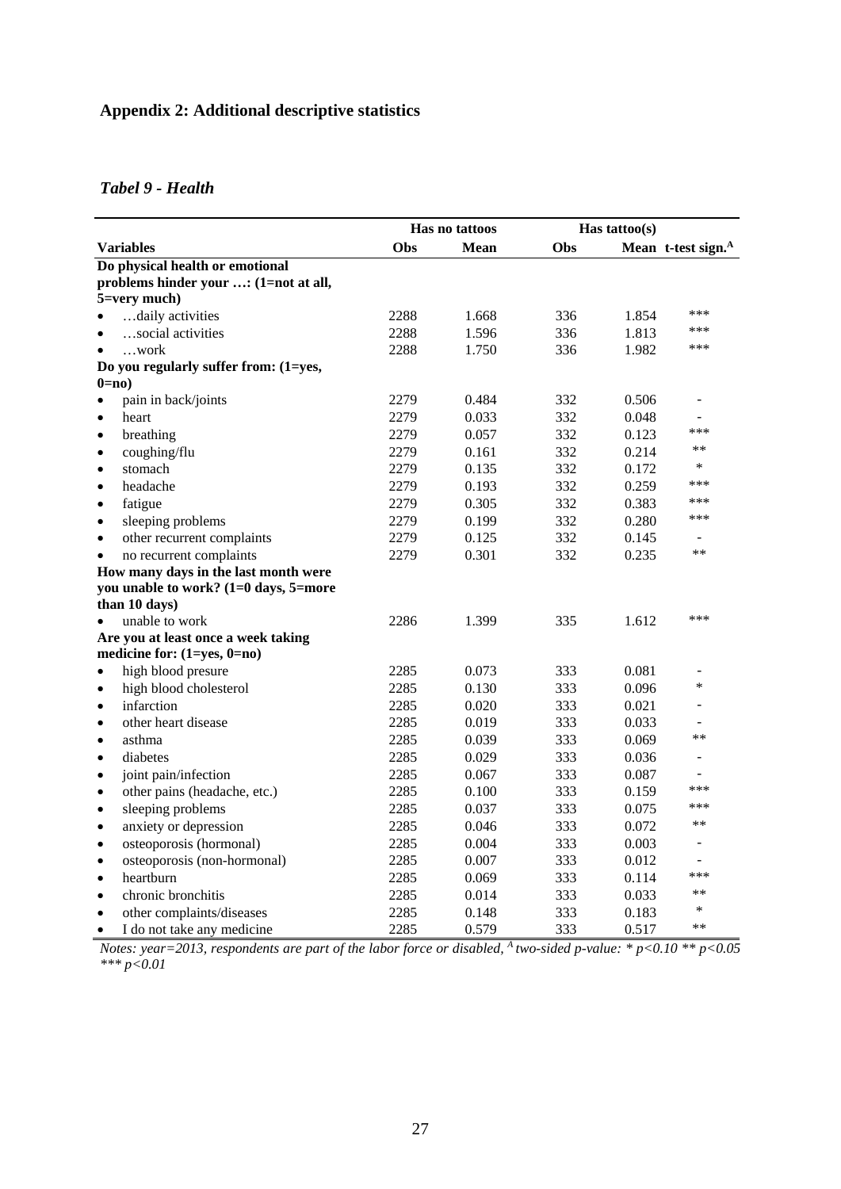## Appendix 2: Additional descriptive statistics

### *Tabel 9 - Health*

| | Has no tattoos | | Has tattoo(s) | | |
|---|---|---|---|---|---|
| **Variables** | **Obs** | **Mean** | **Obs** | **Mean** | **t-test sign.**[A] |
| **Do physical health or emotional problems hinder your …: (1=not at all, 5=very much)** | | | | | |
| • …daily activities | 2288 | 1.668 | 336 | 1.854 | *** |
| • …social activities | 2288 | 1.596 | 336 | 1.813 | *** |
| • …work | 2288 | 1.750 | 336 | 1.982 | *** |
| **Do you regularly suffer from: (1=yes, 0=no)** | | | | | |
| • pain in back/joints | 2279 | 0.484 | 332 | 0.506 | - |
| • heart | 2279 | 0.033 | 332 | 0.048 | - |
| • breathing | 2279 | 0.057 | 332 | 0.123 | *** |
| • coughing/flu | 2279 | 0.161 | 332 | 0.214 | ** |
| • stomach | 2279 | 0.135 | 332 | 0.172 | * |
| • headache | 2279 | 0.193 | 332 | 0.259 | *** |
| • fatigue | 2279 | 0.305 | 332 | 0.383 | *** |
| • sleeping problems | 2279 | 0.199 | 332 | 0.280 | *** |
| • other recurrent complaints | 2279 | 0.125 | 332 | 0.145 | - |
| • no recurrent complaints | 2279 | 0.301 | 332 | 0.235 | ** |
| **How many days in the last month were you unable to work? (1=0 days, 5=more than 10 days)** | | | | | |
| • unable to work | 2286 | 1.399 | 335 | 1.612 | *** |
| **Are you at least once a week taking medicine for: (1=yes, 0=no)** | | | | | |
| • high blood presure | 2285 | 0.073 | 333 | 0.081 | - |
| • high blood cholesterol | 2285 | 0.130 | 333 | 0.096 | * |
| • infarction | 2285 | 0.020 | 333 | 0.021 | - |
| • other heart disease | 2285 | 0.019 | 333 | 0.033 | - |
| • asthma | 2285 | 0.039 | 333 | 0.069 | ** |
| • diabetes | 2285 | 0.029 | 333 | 0.036 | - |
| • joint pain/infection | 2285 | 0.067 | 333 | 0.087 | - |
| • other pains (headache, etc.) | 2285 | 0.100 | 333 | 0.159 | *** |
| • sleeping problems | 2285 | 0.037 | 333 | 0.075 | *** |
| • anxiety or depression | 2285 | 0.046 | 333 | 0.072 | ** |
| • osteoporosis (hormonal) | 2285 | 0.004 | 333 | 0.003 | - |
| • osteoporosis (non-hormonal) | 2285 | 0.007 | 333 | 0.012 | - |
| • heartburn | 2285 | 0.069 | 333 | 0.114 | *** |
| • chronic bronchitis | 2285 | 0.014 | 333 | 0.033 | ** |
| • other complaints/diseases | 2285 | 0.148 | 333 | 0.183 | * |
| • I do not take any medicine | 2285 | 0.579 | 333 | 0.517 | ** |

*Notes: year=2013, respondents are part of the labor force or disabled, [A] two-sided p-value: * $p<0.10$ ** $p<0.05$ *** $p<0.01$*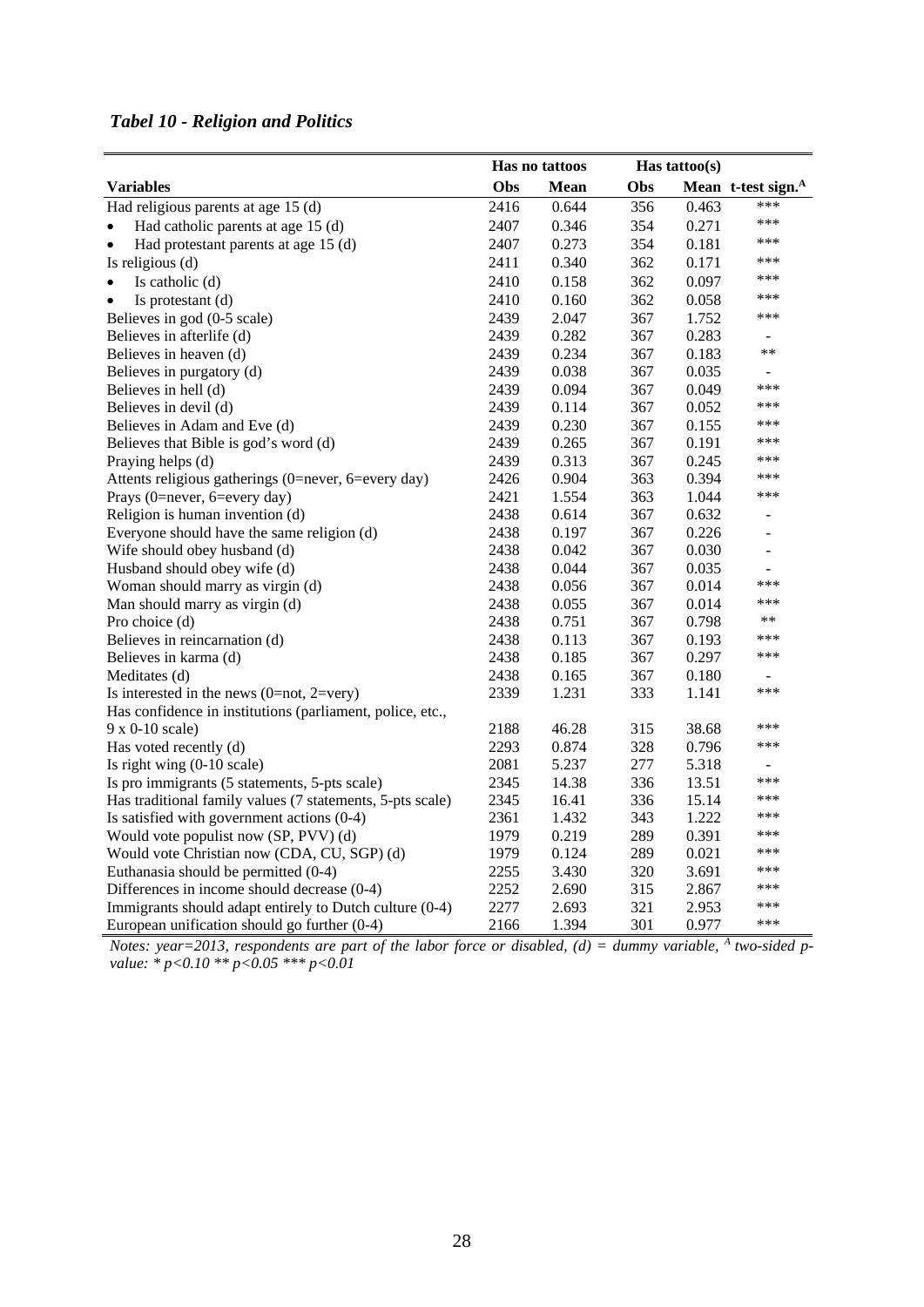## *Tabel 10 - Religion and Politics*

| | Has no tattoos | | Has tattoo(s) | | |
|---|---|---|---|---|---|
| **Variables** | **Obs** | **Mean** | **Obs** | **Mean** | **t-test sign.**[A] |
| Had religious parents at age 15 (d) | 2416 | 0.644 | 356 | 0.463 | *** |
| • Had catholic parents at age 15 (d) | 2407 | 0.346 | 354 | 0.271 | *** |
| • Had protestant parents at age 15 (d) | 2407 | 0.273 | 354 | 0.181 | *** |
| Is religious (d) | 2411 | 0.340 | 362 | 0.171 | *** |
| • Is catholic (d) | 2410 | 0.158 | 362 | 0.097 | *** |
| • Is protestant (d) | 2410 | 0.160 | 362 | 0.058 | *** |
| Believes in god (0-5 scale) | 2439 | 2.047 | 367 | 1.752 | *** |
| Believes in afterlife (d) | 2439 | 0.282 | 367 | 0.283 | - |
| Believes in heaven (d) | 2439 | 0.234 | 367 | 0.183 | ** |
| Believes in purgatory (d) | 2439 | 0.038 | 367 | 0.035 | - |
| Believes in hell (d) | 2439 | 0.094 | 367 | 0.049 | *** |
| Believes in devil (d) | 2439 | 0.114 | 367 | 0.052 | *** |
| Believes in Adam and Eve (d) | 2439 | 0.230 | 367 | 0.155 | *** |
| Believes that Bible is god's word (d) | 2439 | 0.265 | 367 | 0.191 | *** |
| Praying helps (d) | 2439 | 0.313 | 367 | 0.245 | *** |
| Attents religious gatherings (0=never, 6=every day) | 2426 | 0.904 | 363 | 0.394 | *** |
| Prays (0=never, 6=every day) | 2421 | 1.554 | 363 | 1.044 | *** |
| Religion is human invention (d) | 2438 | 0.614 | 367 | 0.632 | - |
| Everyone should have the same religion (d) | 2438 | 0.197 | 367 | 0.226 | - |
| Wife should obey husband (d) | 2438 | 0.042 | 367 | 0.030 | - |
| Husband should obey wife (d) | 2438 | 0.044 | 367 | 0.035 | - |
| Woman should marry as virgin (d) | 2438 | 0.056 | 367 | 0.014 | *** |
| Man should marry as virgin (d) | 2438 | 0.055 | 367 | 0.014 | *** |
| Pro choice (d) | 2438 | 0.751 | 367 | 0.798 | ** |
| Believes in reincarnation (d) | 2438 | 0.113 | 367 | 0.193 | *** |
| Believes in karma (d) | 2438 | 0.185 | 367 | 0.297 | *** |
| Meditates (d) | 2438 | 0.165 | 367 | 0.180 | - |
| Is interested in the news (0=not, 2=very) | 2339 | 1.231 | 333 | 1.141 | *** |
| Has confidence in institutions (parliament, police, etc., 9 x 0-10 scale) | 2188 | 46.28 | 315 | 38.68 | *** |
| Has voted recently (d) | 2293 | 0.874 | 328 | 0.796 | *** |
| Is right wing (0-10 scale) | 2081 | 5.237 | 277 | 5.318 | - |
| Is pro immigrants (5 statements, 5-pts scale) | 2345 | 14.38 | 336 | 13.51 | *** |
| Has traditional family values (7 statements, 5-pts scale) | 2345 | 16.41 | 336 | 15.14 | *** |
| Is satisfied with government actions (0-4) | 2361 | 1.432 | 343 | 1.222 | *** |
| Would vote populist now (SP, PVV) (d) | 1979 | 0.219 | 289 | 0.391 | *** |
| Would vote Christian now (CDA, CU, SGP) (d) | 1979 | 0.124 | 289 | 0.021 | *** |
| Euthanasia should be permitted (0-4) | 2255 | 3.430 | 320 | 3.691 | *** |
| Differences in income should decrease (0-4) | 2252 | 2.690 | 315 | 2.867 | *** |
| Immigrants should adapt entirely to Dutch culture (0-4) | 2277 | 2.693 | 321 | 2.953 | *** |
| European unification should go further (0-4) | 2166 | 1.394 | 301 | 0.977 | *** |

*Notes: year=2013, respondents are part of the labor force or disabled, (d) = dummy variable, [A] two-sided p-value: * p<0.10 ** p<0.05 *** p<0.01*